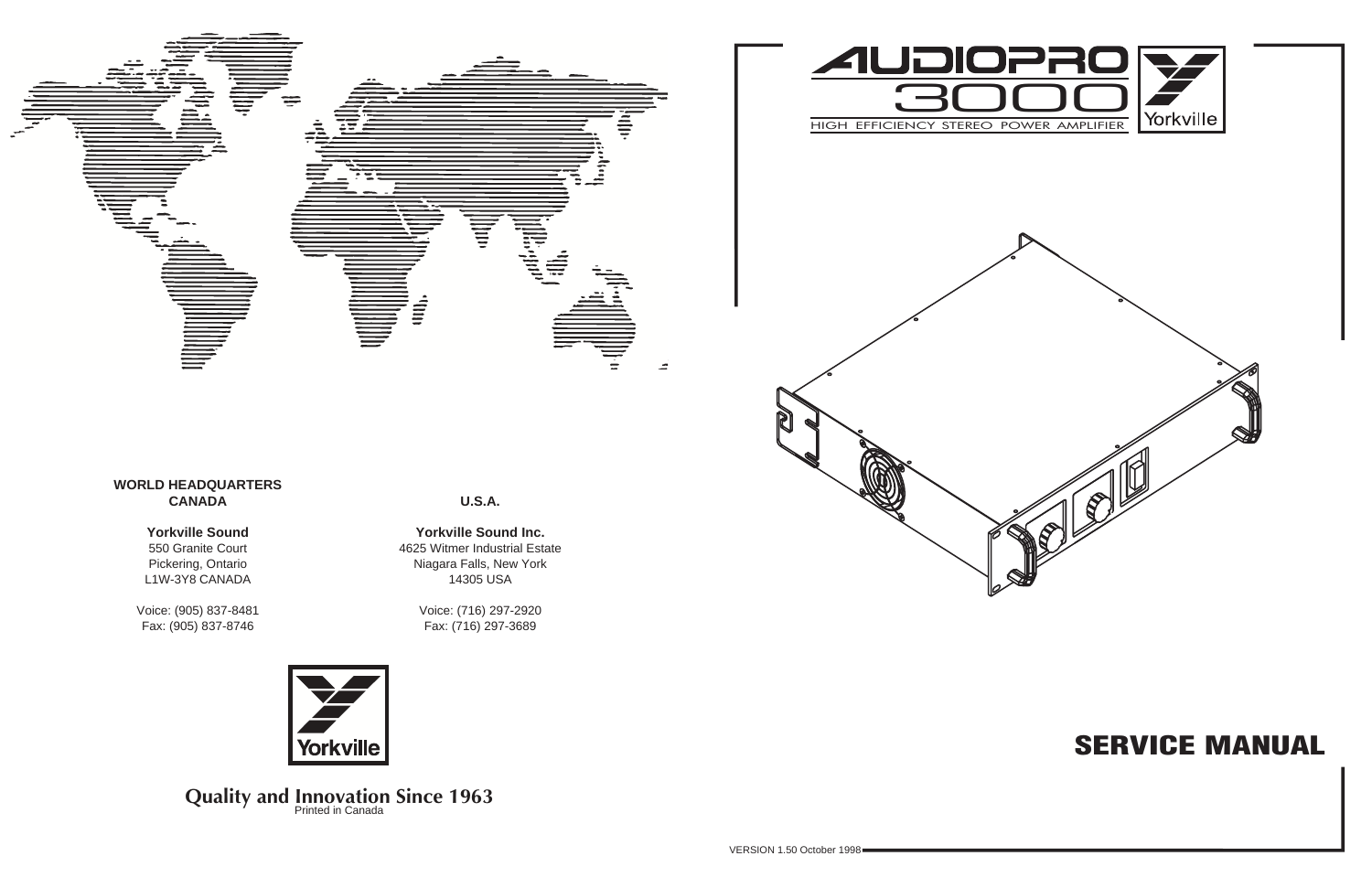# AUDIOPRO 3000

HIGH EFFICIENCY STEREO POWER AMPLIFIER

Yorkville

## SERVICE MANUAL

VERSION 1.50 October 1998

**WORLD HEADQUARTERS**
**CANADA**

**Yorkville Sound**
550 Granite Court
Pickering, Ontario
L1W-3Y8 CANADA

Voice: (905) 837-8481
Fax: (905) 837-8746

**U.S.A.**

**Yorkville Sound Inc.**
4625 Witmer Industrial Estate
Niagara Falls, New York
14305 USA

Voice: (716) 297-2920
Fax: (716) 297-3689

Yorkville

**Quality and Innovation Since 1963**

Printed in Canada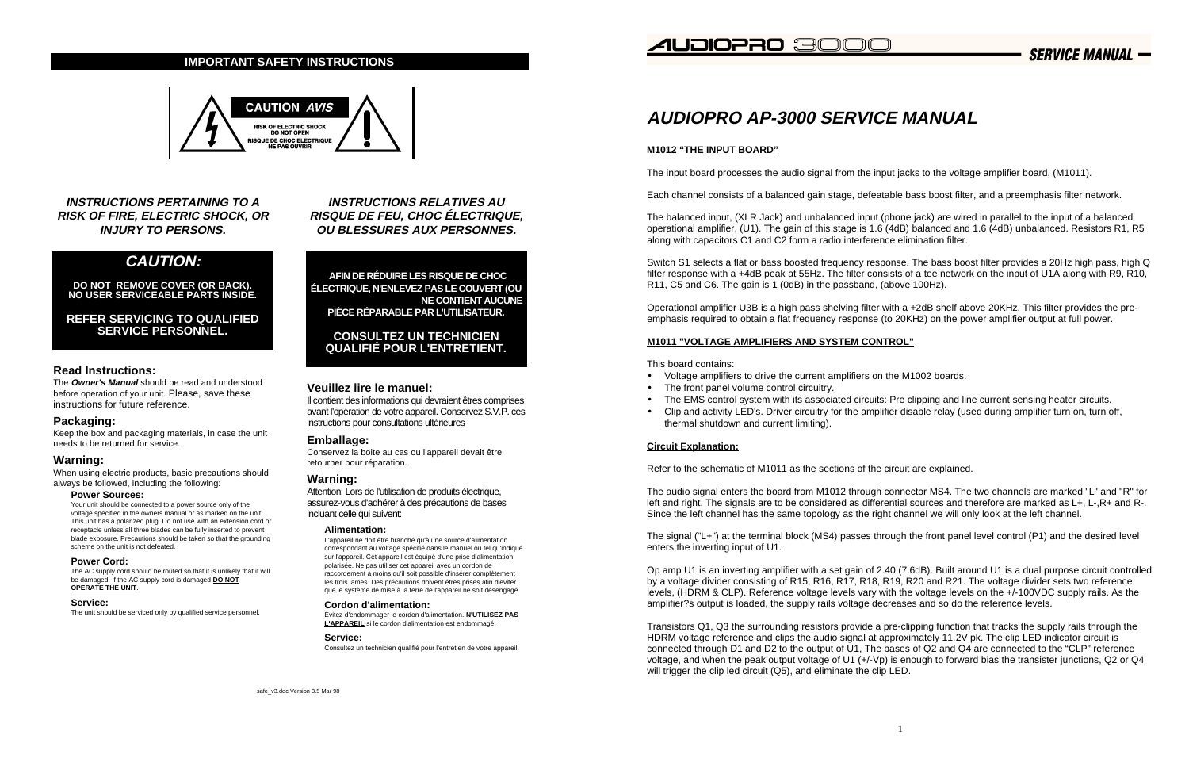## IMPORTANT SAFETY INSTRUCTIONS

**CAUTION** ***AVIS***

RISK OF ELECTRIC SHOCK
DO NOT OPEN
RISQUE DE CHOC ELECTRIQUE
NE PAS OUVRIR

### *INSTRUCTIONS PERTAINING TO A RISK OF FIRE, ELECTRIC SHOCK, OR INJURY TO PERSONS.*

## *CAUTION:*

**DO NOT REMOVE COVER (OR BACK). NO USER SERVICEABLE PARTS INSIDE.**

**REFER SERVICING TO QUALIFIED SERVICE PERSONNEL.**

### Read Instructions:

The ***Owner's Manual*** should be read and understood before operation of your unit. Please, save these instructions for future reference.

### Packaging:

Keep the box and packaging materials, in case the unit needs to be returned for service.

### Warning:

When using electric products, basic precautions should always be followed, including the following:

#### Power Sources:

Your unit should be connected to a power source only of the voltage specified in the owners manual or as marked on the unit. This unit has a polarized plug. Do not use with an extension cord or receptacle unless all three blades can be fully inserted to prevent blade exposure. Precautions should be taken so that the grounding scheme on the unit is not defeated.

#### Power Cord:

The AC supply cord should be routed so that it is unlikely that it will be damaged. If the AC supply cord is damaged **DO NOT OPERATE THE UNIT**.

#### Service:

The unit should be serviced only by qualified service personnel.

### *INSTRUCTIONS RELATIVES AU RISQUE DE FEU, CHOC ÉLECTRIQUE, OU BLESSURES AUX PERSONNES.*

**AFIN DE RÉDUIRE LES RISQUE DE CHOC ÉLECTRIQUE, N'ENLEVEZ PAS LE COUVERT (OU NE CONTIENT AUCUNE PIÈCE RÉPARABLE PAR L'UTILISATEUR.**

**CONSULTEZ UN TECHNICIEN QUALIFIÉ POUR L'ENTRETIENT.**

### Veuillez lire le manuel:

Il contient des informations qui devraient êtres comprises avant l'opération de votre appareil. Conservez S.V.P. ces instructions pour consultations ultérieures

### Emballage:

Conservez la boite au cas ou l'appareil devait être retourner pour réparation.

### Warning:

Attention: Lors de l'utilisation de produits électrique, assurez-vous d'adhérer à des précautions de bases incluant celle qui suivent:

#### Alimentation:

L'appareil ne doit être branché qu'à une source d'alimentation correspondant au voltage spécifié dans le manuel ou tel qu'indiqué sur l'appareil. Cet appareil est équipé d'une prise d'alimentation polarisée. Ne pas utiliser cet appareil avec un cordon de raccordement à moins qu'il soit possible d'insérer complètement les trois lames. Des précautions doivent êtres prises afin d'eviter que le système de mise à la terre de l'appareil ne soit désengagé.

#### Cordon d'alimentation:

Évitez d'endommager le cordon d'alimentation. **N'UTILISEZ PAS L'APPAREIL** si le cordon d'alimentation est endommagé.

#### Service:

Consultez un technicien qualifié pour l'entretien de votre appareil.

safe_v3.doc Version 3.5 Mar 98

# *AUDIOPRO AP-3000 SERVICE MANUAL*

### M1012 "THE INPUT BOARD"

The input board processes the audio signal from the input jacks to the voltage amplifier board, (M1011).

Each channel consists of a balanced gain stage, defeatable bass boost filter, and a preemphasis filter network.

The balanced input, (XLR Jack) and unbalanced input (phone jack) are wired in parallel to the input of a balanced operational amplifier, (U1). The gain of this stage is 1.6 (4dB) balanced and 1.6 (4dB) unbalanced. Resistors R1, R5 along with capacitors C1 and C2 form a radio interference elimination filter.

Switch S1 selects a flat or bass boosted frequency response. The bass boost filter provides a 20Hz high pass, high Q filter response with a +4dB peak at 55Hz. The filter consists of a tee network on the input of U1A along with R9, R10, R11, C5 and C6. The gain is 1 (0dB) in the passband, (above 100Hz).

Operational amplifier U3B is a high pass shelving filter with a +2dB shelf above 20KHz. This filter provides the pre-emphasis required to obtain a flat frequency response (to 20KHz) on the power amplifier output at full power.

### M1011 "VOLTAGE AMPLIFIERS AND SYSTEM CONTROL"

This board contains:

- Voltage amplifiers to drive the current amplifiers on the M1002 boards.
- The front panel volume control circuitry.
- The EMS control system with its associated circuits: Pre clipping and line current sensing heater circuits.
- Clip and activity LED's. Driver circuitry for the amplifier disable relay (used during amplifier turn on, turn off, thermal shutdown and current limiting).

### Circuit Explanation:

Refer to the schematic of M1011 as the sections of the circuit are explained.

The audio signal enters the board from M1012 through connector MS4. The two channels are marked "L" and "R" for left and right. The signals are to be considered as differential sources and therefore are marked as L+, L-,R+ and R-. Since the left channel has the same topology as the right channel we will only look at the left channel.

The signal ("L+") at the terminal block (MS4) passes through the front panel level control (P1) and the desired level enters the inverting input of U1.

Op amp U1 is an inverting amplifier with a set gain of 2.40 (7.6dB). Built around U1 is a dual purpose circuit controlled by a voltage divider consisting of R15, R16, R17, R18, R19, R20 and R21. The voltage divider sets two reference levels, (HDRM & CLP). Reference voltage levels vary with the voltage levels on the +/-100VDC supply rails. As the amplifier?s output is loaded, the supply rails voltage decreases and so do the reference levels.

Transistors Q1, Q3 the surrounding resistors provide a pre-clipping function that tracks the supply rails through the HDRM voltage reference and clips the audio signal at approximately 11.2V pk. The clip LED indicator circuit is connected through D1 and D2 to the output of U1, The bases of Q2 and Q4 are connected to the "CLP" reference voltage, and when the peak output voltage of U1 (+/-Vp) is enough to forward bias the transister junctions, Q2 or Q4 will trigger the clip led circuit (Q5), and eliminate the clip LED.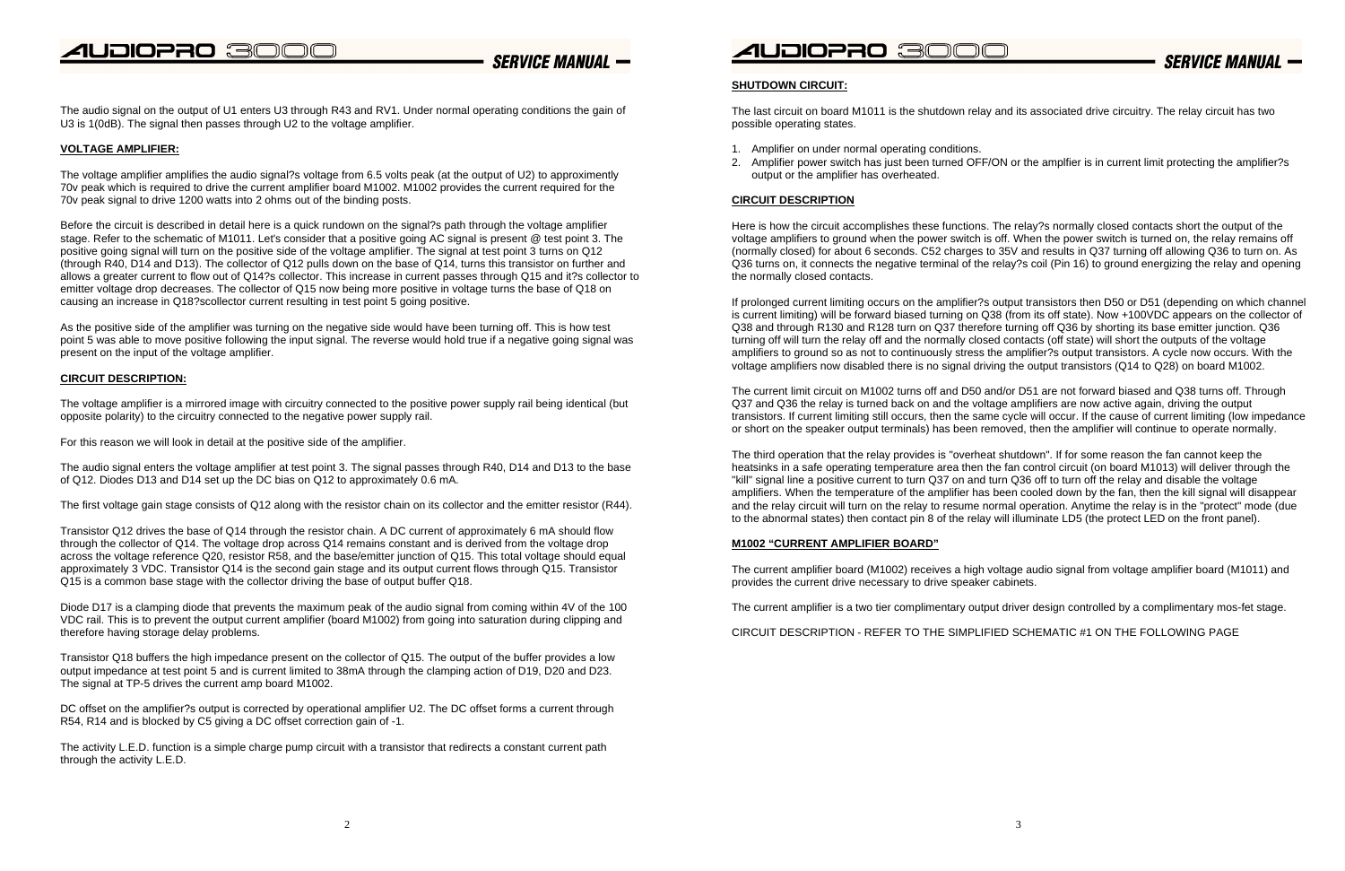The audio signal on the output of U1 enters U3 through R43 and RV1. Under normal operating conditions the gain of U3 is 1(0dB). The signal then passes through U2 to the voltage amplifier.

## VOLTAGE AMPLIFIER:

The voltage amplifier amplifies the audio signal?s voltage from 6.5 volts peak (at the output of U2) to approximently 70v peak which is required to drive the current amplifier board M1002. M1002 provides the current required for the 70v peak signal to drive 1200 watts into 2 ohms out of the binding posts.

Before the circuit is described in detail here is a quick rundown on the signal?s path through the voltage amplifier stage. Refer to the schematic of M1011. Let's consider that a positive going AC signal is present @ test point 3. The positive going signal will turn on the positive side of the voltage amplifier. The signal at test point 3 turns on Q12 (through R40, D14 and D13). The collector of Q12 pulls down on the base of Q14, turns this transistor on further and allows a greater current to flow out of Q14?s collector. This increase in current passes through Q15 and it?s collector to emitter voltage drop decreases. The collector of Q15 now being more positive in voltage turns the base of Q18 on causing an increase in Q18?scollector current resulting in test point 5 going positive.

As the positive side of the amplifier was turning on the negative side would have been turning off. This is how test point 5 was able to move positive following the input signal. The reverse would hold true if a negative going signal was present on the input of the voltage amplifier.

## CIRCUIT DESCRIPTION:

The voltage amplifier is a mirrored image with circuitry connected to the positive power supply rail being identical (but opposite polarity) to the circuitry connected to the negative power supply rail.

For this reason we will look in detail at the positive side of the amplifier.

The audio signal enters the voltage amplifier at test point 3. The signal passes through R40, D14 and D13 to the base of Q12. Diodes D13 and D14 set up the DC bias on Q12 to approximately 0.6 mA.

The first voltage gain stage consists of Q12 along with the resistor chain on its collector and the emitter resistor (R44).

Transistor Q12 drives the base of Q14 through the resistor chain. A DC current of approximately 6 mA should flow through the collector of Q14. The voltage drop across Q14 remains constant and is derived from the voltage drop across the voltage reference Q20, resistor R58, and the base/emitter junction of Q15. This total voltage should equal approximately 3 VDC. Transistor Q14 is the second gain stage and its output current flows through Q15. Transistor Q15 is a common base stage with the collector driving the base of output buffer Q18.

Diode D17 is a clamping diode that prevents the maximum peak of the audio signal from coming within 4V of the 100 VDC rail. This is to prevent the output current amplifier (board M1002) from going into saturation during clipping and therefore having storage delay problems.

Transistor Q18 buffers the high impedance present on the collector of Q15. The output of the buffer provides a low output impedance at test point 5 and is current limited to 38mA through the clamping action of D19, D20 and D23. The signal at TP-5 drives the current amp board M1002.

DC offset on the amplifier?s output is corrected by operational amplifier U2. The DC offset forms a current through R54, R14 and is blocked by C5 giving a DC offset correction gain of -1.

The activity L.E.D. function is a simple charge pump circuit with a transistor that redirects a constant current path through the activity L.E.D.

## SHUTDOWN CIRCUIT:

The last circuit on board M1011 is the shutdown relay and its associated drive circuitry. The relay circuit has two possible operating states.

1. Amplifier on under normal operating conditions.
2. Amplifier power switch has just been turned OFF/ON or the amplfier is in current limit protecting the amplifier?s output or the amplifier has overheated.

## CIRCUIT DESCRIPTION

Here is how the circuit accomplishes these functions. The relay?s normally closed contacts short the output of the voltage amplifiers to ground when the power switch is off. When the power switch is turned on, the relay remains off (normally closed) for about 6 seconds. C52 charges to 35V and results in Q37 turning off allowing Q36 to turn on. As Q36 turns on, it connects the negative terminal of the relay?s coil (Pin 16) to ground energizing the relay and opening the normally closed contacts.

If prolonged current limiting occurs on the amplifier?s output transistors then D50 or D51 (depending on which channel is current limiting) will be forward biased turning on Q38 (from its off state). Now +100VDC appears on the collector of Q38 and through R130 and R128 turn on Q37 therefore turning off Q36 by shorting its base emitter junction. Q36 turning off will turn the relay off and the normally closed contacts (off state) will short the outputs of the voltage amplifiers to ground so as not to continuously stress the amplifier?s output transistors. A cycle now occurs. With the voltage amplifiers now disabled there is no signal driving the output transistors (Q14 to Q28) on board M1002.

The current limit circuit on M1002 turns off and D50 and/or D51 are not forward biased and Q38 turns off. Through Q37 and Q36 the relay is turned back on and the voltage amplifiers are now active again, driving the output transistors. If current limiting still occurs, then the same cycle will occur. If the cause of current limiting (low impedance or short on the speaker output terminals) has been removed, then the amplifier will continue to operate normally.

The third operation that the relay provides is "overheat shutdown". If for some reason the fan cannot keep the heatsinks in a safe operating temperature area then the fan control circuit (on board M1013) will deliver through the "kill" signal line a positive current to turn Q37 on and turn Q36 off to turn off the relay and disable the voltage amplifiers. When the temperature of the amplifier has been cooled down by the fan, then the kill signal will disappear and the relay circuit will turn on the relay to resume normal operation. Anytime the relay is in the "protect" mode (due to the abnormal states) then contact pin 8 of the relay will illuminate LD5 (the protect LED on the front panel).

## M1002 "CURRENT AMPLIFIER BOARD"

The current amplifier board (M1002) receives a high voltage audio signal from voltage amplifier board (M1011) and provides the current drive necessary to drive speaker cabinets.

The current amplifier is a two tier complimentary output driver design controlled by a complimentary mos-fet stage.

CIRCUIT DESCRIPTION - REFER TO THE SIMPLIFIED SCHEMATIC #1 ON THE FOLLOWING PAGE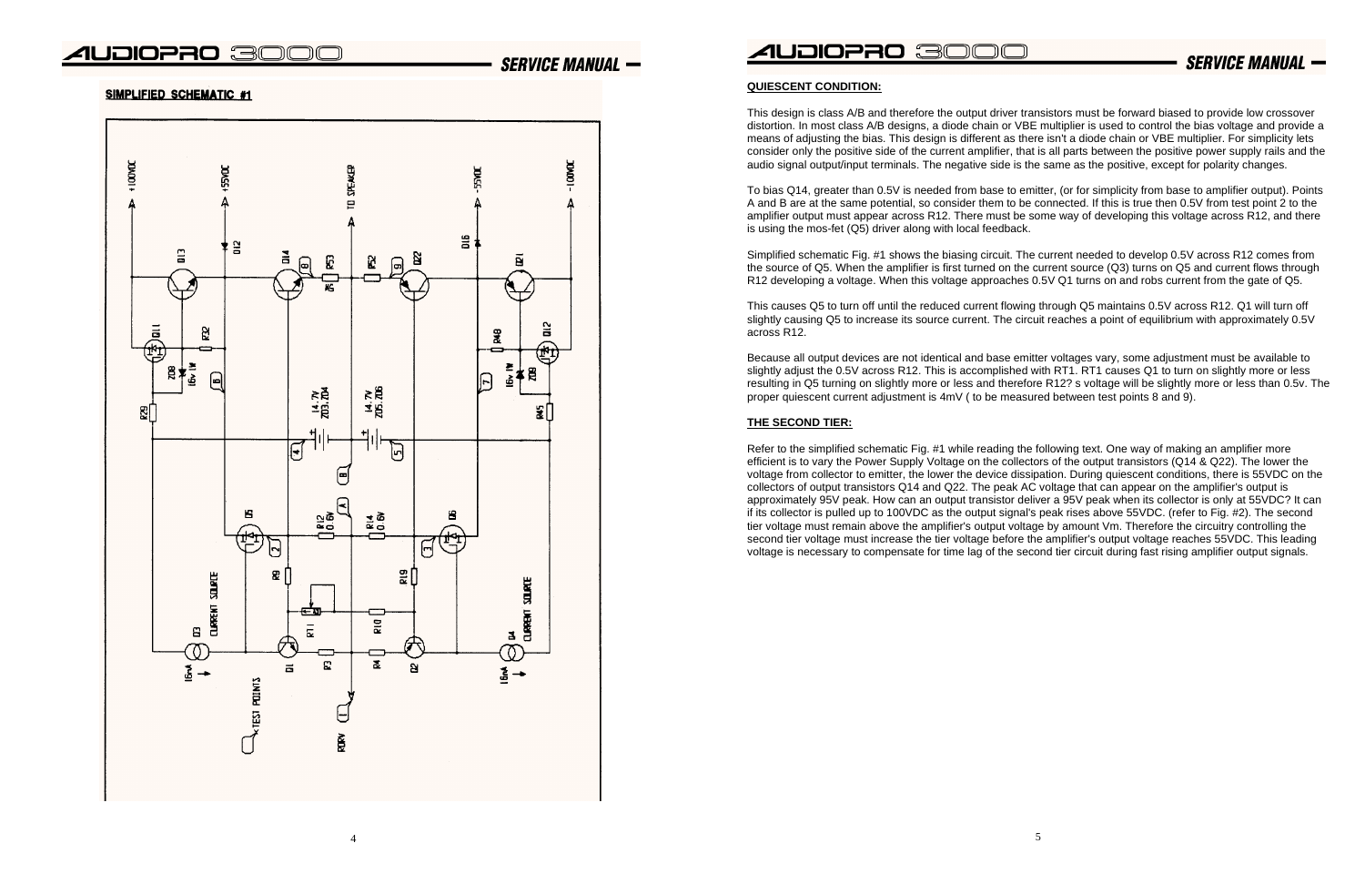## SIMPLIFIED SCHEMATIC #1

### QUIESCENT CONDITION:

This design is class A/B and therefore the output driver transistors must be forward biased to provide low crossover distortion. In most class A/B designs, a diode chain or VBE multiplier is used to control the bias voltage and provide a means of adjusting the bias. This design is different as there isn't a diode chain or VBE multiplier. For simplicity lets consider only the positive side of the current amplifier, that is all parts between the positive power supply rails and the audio signal output/input terminals. The negative side is the same as the positive, except for polarity changes.

To bias Q14, greater than 0.5V is needed from base to emitter, (or for simplicity from base to amplifier output). Points A and B are at the same potential, so consider them to be connected. If this is true then 0.5V from test point 2 to the amplifier output must appear across R12. There must be some way of developing this voltage across R12, and there is using the mos-fet (Q5) driver along with local feedback.

Simplified schematic Fig. #1 shows the biasing circuit. The current needed to develop 0.5V across R12 comes from the source of Q5. When the amplifier is first turned on the current source (Q3) turns on Q5 and current flows through R12 developing a voltage. When this voltage approaches 0.5V Q1 turns on and robs current from the gate of Q5.

This causes Q5 to turn off until the reduced current flowing through Q5 maintains 0.5V across R12. Q1 will turn off slightly causing Q5 to increase its source current. The circuit reaches a point of equilibrium with approximately 0.5V across R12.

Because all output devices are not identical and base emitter voltages vary, some adjustment must be available to slightly adjust the 0.5V across R12. This is accomplished with RT1. RT1 causes Q1 to turn on slightly more or less resulting in Q5 turning on slightly more or less and therefore R12? s voltage will be slightly more or less than 0.5v. The proper quiescent current adjustment is 4mV ( to be measured between test points 8 and 9).

### THE SECOND TIER:

Refer to the simplified schematic Fig. #1 while reading the following text. One way of making an amplifier more efficient is to vary the Power Supply Voltage on the collectors of the output transistors (Q14 & Q22). The lower the voltage from collector to emitter, the lower the device dissipation. During quiescent conditions, there is 55VDC on the collectors of output transistors Q14 and Q22. The peak AC voltage that can appear on the amplifier's output is approximately 95V peak. How can an output transistor deliver a 95V peak when its collector is only at 55VDC? It can if its collector is pulled up to 100VDC as the output signal's peak rises above 55VDC. (refer to Fig. #2). The second tier voltage must remain above the amplifier's output voltage by amount Vm. Therefore the circuitry controlling the second tier voltage must increase the tier voltage before the amplifier's output voltage reaches 55VDC. This leading voltage is necessary to compensate for time lag of the second tier circuit during fast rising amplifier output signals.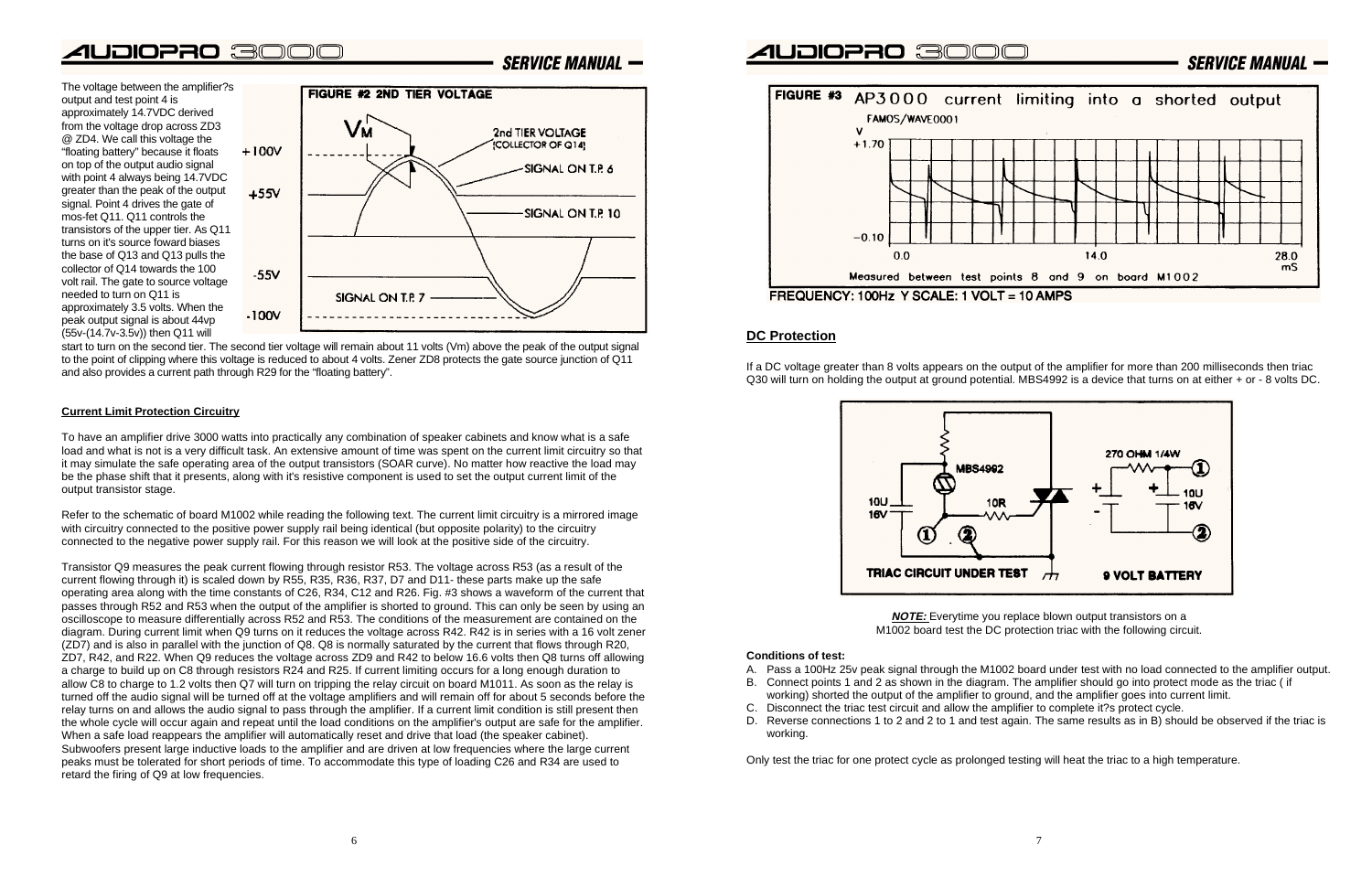The voltage between the amplifier?s output and test point 4 is approximately 14.7VDC derived from the voltage drop across ZD3 @ ZD4. We call this voltage the "floating battery" because it floats on top of the output audio signal with point 4 always being 14.7VDC greater than the peak of the output signal. Point 4 drives the gate of mos-fet Q11. Q11 controls the transistors of the upper tier. As Q11 turns on it's source foward biases the base of Q13 and Q13 pulls the collector of Q14 towards the 100 volt rail. The gate to source voltage needed to turn on Q11 is approximately 3.5 volts. When the peak output signal is about 44vp (55v-(14.7v-3.5v)) then Q11 will start to turn on the second tier. The second tier voltage will remain about 11 volts (Vm) above the peak of the output signal to the point of clipping where this voltage is reduced to about 4 volts. Zener ZD8 protects the gate source junction of Q11 and also provides a current path through R29 for the "floating battery".

FIGURE #2 2ND TIER VOLTAGE

### Current Limit Protection Circuitry

To have an amplifier drive 3000 watts into practically any combination of speaker cabinets and know what is a safe load and what is not is a very difficult task. An extensive amount of time was spent on the current limit circuitry so that it may simulate the safe operating area of the output transistors (SOAR curve). No matter how reactive the load may be the phase shift that it presents, along with it's resistive component is used to set the output current limit of the output transistor stage.

Refer to the schematic of board M1002 while reading the following text. The current limit circuitry is a mirrored image with circuitry connected to the positive power supply rail being identical (but opposite polarity) to the circuitry connected to the negative power supply rail. For this reason we will look at the positive side of the circuitry.

Transistor Q9 measures the peak current flowing through resistor R53. The voltage across R53 (as a result of the current flowing through it) is scaled down by R55, R35, R36, R37, D7 and D11- these parts make up the safe operating area along with the time constants of C26, R34, C12 and R26. Fig. #3 shows a waveform of the current that passes through R52 and R53 when the output of the amplifier is shorted to ground. This can only be seen by using an oscilloscope to measure differentially across R52 and R53. The conditions of the measurement are contained on the diagram. During current limit when Q9 turns on it reduces the voltage across R42. R42 is in series with a 16 volt zener (ZD7) and is also in parallel with the junction of Q8. Q8 is normally saturated by the current that flows through R20, ZD7, R42, and R22. When Q9 reduces the voltage across ZD9 and R42 to below 16.6 volts then Q8 turns off allowing a charge to build up on C8 through resistors R24 and R25. If current limiting occurs for a long enough duration to allow C8 to charge to 1.2 volts then Q7 will turn on tripping the relay circuit on board M1011. As soon as the relay is turned off the audio signal will be turned off at the voltage amplifiers and will remain off for about 5 seconds before the relay turns on and allows the audio signal to pass through the amplifier. If a current limit condition is still present then the whole cycle will occur again and repeat until the load conditions on the amplifier's output are safe for the amplifier. When a safe load reappears the amplifier will automatically reset and drive that load (the speaker cabinet). Subwoofers present large inductive loads to the amplifier and are driven at low frequencies where the large current peaks must be tolerated for short periods of time. To accommodate this type of loading C26 and R34 are used to retard the firing of Q9 at low frequencies.

FIGURE #3 AP3000 current limiting into a shorted output

Measured between test points 8 and 9 on board M1002

FREQUENCY: 100Hz Y SCALE: 1 VOLT = 10 AMPS

### DC Protection

If a DC voltage greater than 8 volts appears on the output of the amplifier for more than 200 milliseconds then triac Q30 will turn on holding the output at ground potential. MBS4992 is a device that turns on at either + or - 8 volts DC.

TRIAC CIRCUIT UNDER TEST — 9 VOLT BATTERY

***NOTE:*** Everytime you replace blown output transistors on a M1002 board test the DC protection triac with the following circuit.

**Conditions of test:**

A. Pass a 100Hz 25v peak signal through the M1002 board under test with no load connected to the amplifier output.
B. Connect points 1 and 2 as shown in the diagram. The amplifier should go into protect mode as the triac ( if working) shorted the output of the amplifier to ground, and the amplifier goes into current limit.
C. Disconnect the triac test circuit and allow the amplifier to complete it?s protect cycle.
D. Reverse connections 1 to 2 and 2 to 1 and test again. The same results as in B) should be observed if the triac is working.

Only test the triac for one protect cycle as prolonged testing will heat the triac to a high temperature.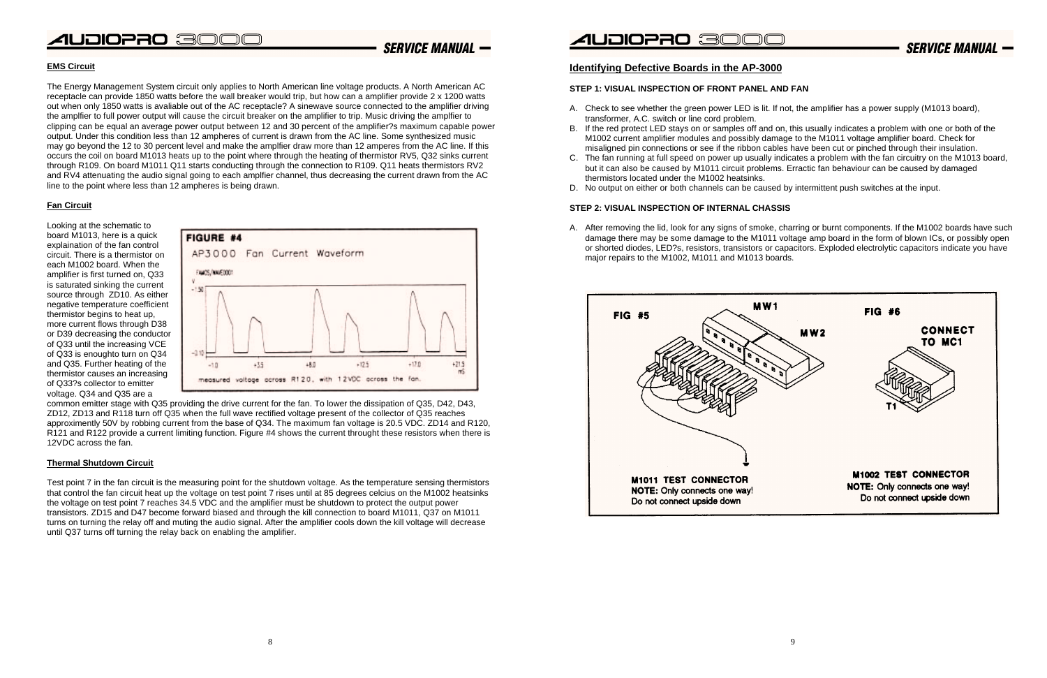### EMS Circuit

The Energy Management System circuit only applies to North American line voltage products. A North American AC receptacle can provide 1850 watts before the wall breaker would trip, but how can a amplifier provide 2 x 1200 watts out when only 1850 watts is avaliable out of the AC receptacle? A sinewave source connected to the amplifier driving the amplfier to full power output will cause the circuit breaker on the amplifier to trip. Music driving the amplfier to clipping can be equal an average power output between 12 and 30 percent of the amplifier?s maximum capable power output. Under this condition less than 12 ampheres of current is drawn from the AC line. Some synthesized music may go beyond the 12 to 30 percent level and make the amplfier draw more than 12 amperes from the AC line. If this occurs the coil on board M1013 heats up to the point where through the heating of thermistor RV5, Q32 sinks current through R109. On board M1011 Q11 starts conducting through the connection to R109. Q11 heats thermistors RV2 and RV4 attenuating the audio signal going to each amplfier channel, thus decreasing the current drawn from the AC line to the point where less than 12 ampheres is being drawn.

### Fan Circuit

Looking at the schematic to board M1013, here is a quick explaination of the fan control circuit. There is a thermistor on each M1002 board. When the amplifier is first turned on, Q33 is saturated sinking the current source through ZD10. As either negative temperature coefficient thermistor begins to heat up, more current flows through D38 or D39 decreasing the conductor of Q33 until the increasing VCE of Q33 is enoughto turn on Q34 and Q35. Further heating of the thermistor causes an increasing of Q33?s collector to emitter voltage. Q34 and Q35 are a common emitter stage with Q35 providing the drive current for the fan. To lower the dissipation of Q35, D42, D43, ZD12, ZD13 and R118 turn off Q35 when the full wave rectified voltage present of the collector of Q35 reaches approximently 50V by robbing current from the base of Q34. The maximum fan voltage is 20.5 VDC. ZD14 and R120, R121 and R122 provide a current limiting function. Figure #4 shows the current throught these resistors when there is 12VDC across the fan.

FIGURE #4

AP3000 Fan Current Waveform

measured voltage across R120, with 12VDC across the fan.

### Thermal Shutdown Circuit

Test point 7 in the fan circuit is the measuring point for the shutdown voltage. As the temperature sensing thermistors that control the fan circuit heat up the voltage on test point 7 rises until at 85 degrees celcius on the M1002 heatsinks the voltage on test point 7 reaches 34.5 VDC and the amplifier must be shutdown to protect the output power transistors. ZD15 and D47 become forward biased and through the kill connection to board M1011, Q37 on M1011 turns on turning the relay off and muting the audio signal. After the amplifier cools down the kill voltage will decrease until Q37 turns off turning the relay back on enabling the amplifier.

### Identifying Defective Boards in the AP-3000

#### STEP 1: VISUAL INSPECTION OF FRONT PANEL AND FAN

A. Check to see whether the green power LED is lit. If not, the amplifier has a power supply (M1013 board), transformer, A.C. switch or line cord problem.

B. If the red protect LED stays on or samples off and on, this usually indicates a problem with one or both of the M1002 current amplifier modules and possibly damage to the M1011 voltage amplifier board. Check for misaligned pin connections or see if the ribbon cables have been cut or pinched through their insulation.

C. The fan running at full speed on power up usually indicates a problem with the fan circuitry on the M1013 board, but it can also be caused by M1011 circuit problems. Erractic fan behaviour can be caused by damaged thermistors located under the M1002 heatsinks.

D. No output on either or both channels can be caused by intermittent push switches at the input.

#### STEP 2: VISUAL INSPECTION OF INTERNAL CHASSIS

A. After removing the lid, look for any signs of smoke, charring or burnt components. If the M1002 boards have such damage there may be some damage to the M1011 voltage amp board in the form of blown ICs, or possibly open or shorted diodes, LED?s, resistors, transistors or capacitors. Exploded electrolytic capacitors indicate you have major repairs to the M1002, M1011 and M1013 boards.

FIG #5

MW1 MW2

M1011 TEST CONNECTOR
NOTE: Only connects one way!
Do not connect upside down

FIG #6

CONNECT TO MC1

T1

M1002 TEST CONNECTOR
NOTE: Only connects one way!
Do not connect upside down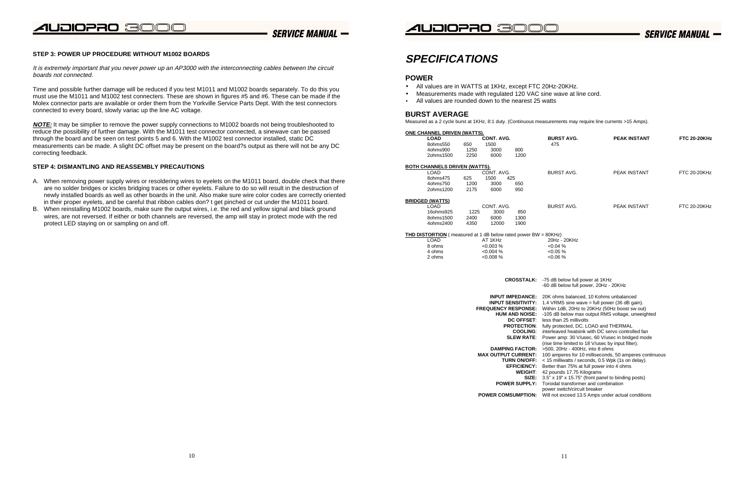### STEP 3: POWER UP PROCEDURE WITHOUT M1002 BOARDS

*It is extremely important that you never power up an AP3000 with the interconnecting cables between the circuit boards not connected.*

Time and possible further damage will be reduced if you test M1011 and M1002 boards separately. To do this you must use the M1011 and M1002 test connecters. These are shown in figures #5 and #6. These can be made if the Molex connector parts are available or order them from the Yorkville Service Parts Dept. With the test connectors connected to every board, slowly variac up the line AC voltage.

***NOTE:*** It may be simplier to remove the power supply connections to M1002 boards not being troubleshooted to reduce the possibility of further damage. With the M1011 test connector connected, a sinewave can be passed through the board and be seen on test points 5 and 6. With the M1002 test connector installed, static DC measurements can be made. A slight DC offset may be present on the board?s output as there will not be any DC correcting feedback.

### STEP 4: DISMANTLING AND REASSEMBLY PRECAUTIONS

A. When removing power supply wires or resoldering wires to eyelets on the M1011 board, double check that there are no solder bridges or icicles bridging traces or other eyelets. Failure to do so will result in the destruction of newly installed boards as well as other boards in the unit. Also make sure wire color codes are correctly oriented in their proper eyelets, and be careful that ribbon cables don? t get pinched or cut under the M1011 board.

B. When reinstalling M1002 boards, make sure the output wires, i.e. the red and yellow signal and black ground wires, are not reversed. If either or both channels are reversed, the amp will stay in protect mode with the red protect LED staying on or sampling on and off.

# SPECIFICATIONS

## POWER

- All values are in WATTS at 1KHz, except FTC 20Hz-20KHz.
- Measurements made with regulated 120 VAC sine wave at line cord.
- All values are rounded down to the nearest 25 watts

## BURST AVERAGE

Measured as a 2 cycle burst at 1KHz, 8:1 duty. (Continuous measurements may require line currents >15 Amps).

**ONE CHANNEL DRIVEN (WATTS).**

| LOAD | CONT. AVG. | BURST AVG. | PEAK INSTANT | FTC 20-20KHz |
|---|---|---|---|---|
| 8ohms | 550 | 650 | 1500 | 475 |
| 4ohms | 900 | 1250 | 3000 | 800 |
| 2ohms | 1500 | 2250 | 6000 | 1200 |

**BOTH CHANNELS DRIVEN (WATTS).**

| LOAD | CONT. AVG. | BURST AVG. | PEAK INSTANT | FTC 20-20KHz |
|---|---|---|---|---|
| 8ohms | 475 | 625 | 1500 | 425 |
| 4ohms | 750 | 1200 | 3000 | 650 |
| 2ohms | 1200 | 2175 | 6000 | 950 |

**BRIDGED (WATTS)**

| LOAD | CONT. AVG. | BURST AVG. | PEAK INSTANT | FTC 20-20KHz |
|---|---|---|---|---|
| 16ohms | 925 | 1225 | 3000 | 850 |
| 8ohms | 1500 | 2400 | 6000 | 1300 |
| 4ohms | 2400 | 4350 | 12000 | 1900 |

**THD DISTORTION** ( measured at 1 dB below rated power BW = 80KHz)

| LOAD | AT 1KHz | 20Hz - 20KHz |
|---|---|---|
| 8 ohms | <0.003 % | <0.04 % |
| 4 ohms | <0.004 % | <0.05 % |
| 2 ohms | <0.008 % | <0.06 % |

**CROSSTALK:** -75 dB below full power at 1KHz
-60 dB below full power, 20Hz - 20KHz

**INPUT IMPEDANCE:** 20K ohms balanced, 10 Kohms unbalanced
**INPUT SENSITIVITY:** 1.4 VRMS sine wave = full power (36 dB gain).
**FREQUENCY RESPONSE:** Within 1dB, 20Hz to 20KHz (50Hz boost sw out)
**HUM AND NOISE:** -105 dB below max output RMS voltage, unweighted
**DC OFFSET:** less than 25 millivolts
**PROTECTION:** fully protected, DC, LOAD and THERMAL
**COOLING:** interleaved heatsink with DC servo controlled fan
**SLEW RATE:** Power amp: 30 V/usec, 60 V/usec in bridged mode (rise time limited to 18 V/usec by input filter).
**DAMPING FACTOR:** >500, 20Hz - 400Hz, into 8 ohms
**MAX OUTPUT CURRENT:** 100 amperes for 10 milliseconds, 50 amperes continuous
**TURN ON/OFF:** < 15 milliwatts / seconds, 0.5 Wpk (1s on delay).
**EFFICIENCY:** Better than 75% at full power into 4 ohms
**WEIGHT:** 42 pounds 17.75 Kilograms
**SIZE:** 3.5" x 19" x 15.75" (front panel to binding posts)
**POWER SUPPLY:** Toroidal transformer and combination power switch/circuit breaker
**POWER COMSUMPTION:** Will not exceed 13.5 Amps under actual conditions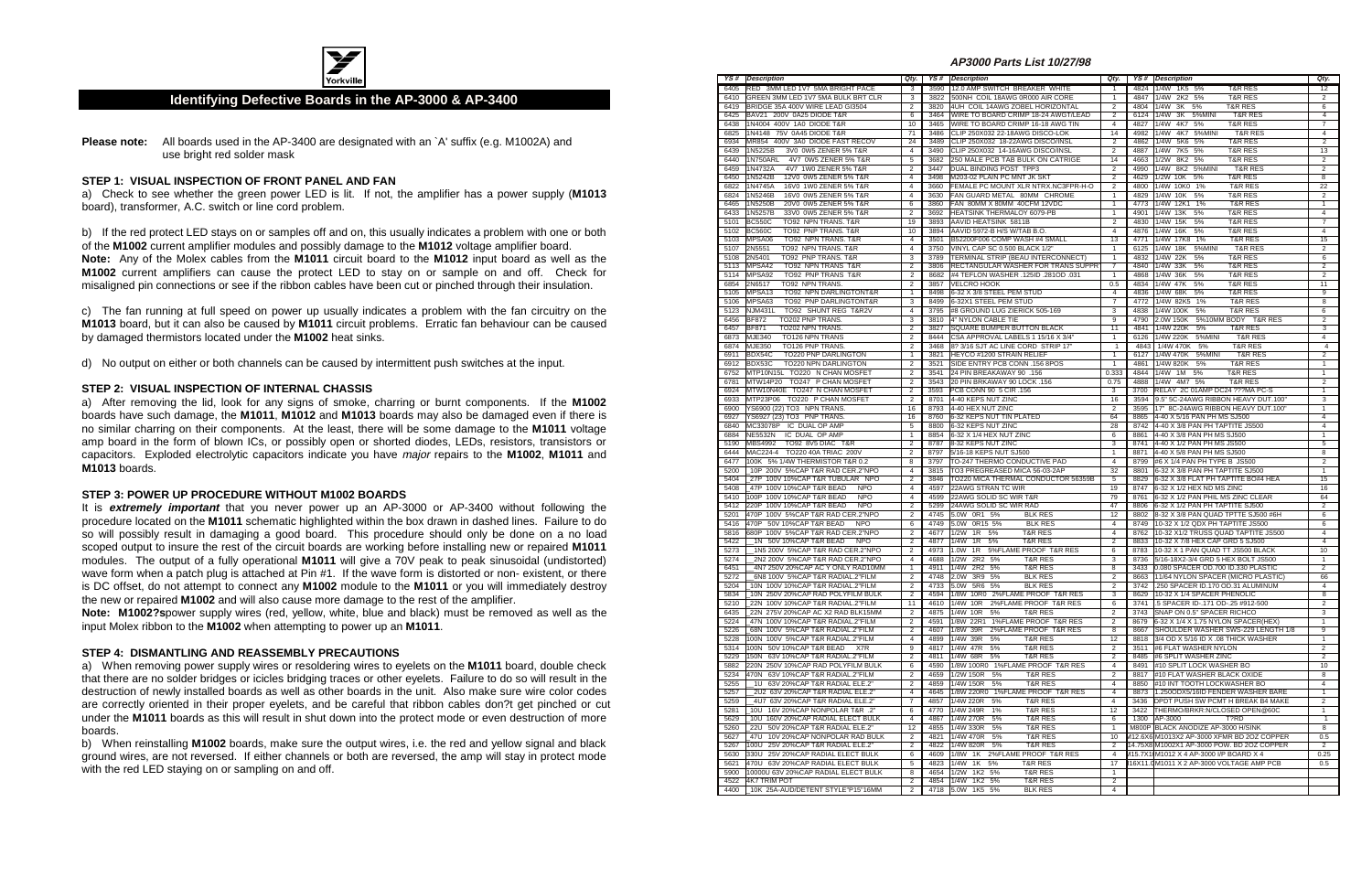# Identifying Defective Boards in the AP-3000 & AP-3400

**Please note:** All boards used in the AP-3400 are designated with an `A' suffix (e.g. M1002A) and use bright red solder mask

### STEP 1: VISUAL INSPECTION OF FRONT PANEL AND FAN

a) Check to see whether the green power LED is lit. If not, the amplifier has a power supply (**M1013** board), transformer, A.C. switch or line cord problem.

b) If the red protect LED stays on or samples off and on, this usually indicates a problem with one or both of the **M1002** current amplifier modules and possibly damage to the **M1012** voltage amplifier board.
**Note:** Any of the Molex cables from the **M1011** circuit board to the **M1012** input board as well as the **M1002** current amplifiers can cause the protect LED to stay on or sample on and off. Check for misaligned pin connections or see if the ribbon cables have been cut or pinched through their insulation.

c) The fan running at full speed on power up usually indicates a problem with the fan circuitry on the **M1013** board, but it can also be caused by **M1011** circuit problems. Erratic fan behaviour can be caused by damaged thermistors located under the **M1002** heat sinks.

d) No output on either or both channels can be caused by intermittent push switches at the input.

### STEP 2: VISUAL INSPECTION OF INTERNAL CHASSIS

a) After removing the lid, look for any signs of smoke, charring or burnt components. If the **M1002** boards have such damage, the **M1011**, **M1012** and **M1013** boards may also be damaged even if there is no similar charring on their components. At the least, there will be some damage to the **M1011** voltage amp board in the form of blown ICs, or possibly open or shorted diodes, LEDs, resistors, transistors or capacitors. Exploded electrolytic capacitors indicate you have *major* repairs to the **M1002**, **M1011** and **M1013** boards.

### STEP 3: POWER UP PROCEDURE WITHOUT M1002 BOARDS

It is ***extremely important*** that you never power up an AP-3000 or AP-3400 without following the procedure located on the **M1011** schematic highlighted within the box drawn in dashed lines. Failure to do so will possibly result in damaging a good board. This procedure should only be done on a no load scoped output to insure the rest of the circuit boards are working before installing new or repaired **M1011** modules. The output of a fully operational **M1011** will give a 70V peak to peak sinusoidal (undistorted) wave form when a patch plug is attached at Pin #1. If the wave form is distorted or non- existent, or there is DC offset, do not attempt to connect any **M1002** module to the **M1011** or you will immediately destroy the new or repaired **M1002** and will also cause more damage to the rest of the amplifier.
**Note: M1002?s**power supply wires (red, yellow, white, blue and black) must be removed as well as the input Molex ribbon to the **M1002** when attempting to power up an **M1011**.

### STEP 4: DISMANTLING AND REASSEMBLY PRECAUTIONS

a) When removing power supply wires or resoldering wires to eyelets on the **M1011** board, double check that there are no solder bridges or icicles bridging traces or other eyelets. Failure to do so will result in the destruction of newly installed boards as well as other boards in the unit. Also make sure wire color codes are correctly oriented in their proper eyelets, and be careful that ribbon cables don?t get pinched or cut under the **M1011** boards as this will result in shut down into the protect mode or even destruction of more boards.

b) When reinstalling **M1002** boards, make sure the output wires, i.e. the red and yellow signal and black ground wires, are not reversed. If either channels or both are reversed, the amp will stay in protect mode with the red LED staying on or sampling on and off.

## AP3000 Parts List 10/27/98

| YS # | Description | Qty. | YS # | Description | Qty. | YS # | Description | Qty. |
|---|---|---|---|---|---|---|---|---|
| 6405 | RED 3MM LED 1V7 5MA BRIGHT PACE | 1 | 3560 | 1/2 AMP SWITCH BREAKER WHITE | 1 | 4824 | 1/4W 1K5 5% T&R RES | 12 |
| 6410 | GREEN 3MM LED 1V7 5MA BULK BRT CLR | 3 | 3822 | 500NH COIL 18AWG 0R000 AIR CORE | 1 | 4847 | 1/4W 2K2 5% T&R RES | 2 |
| 6419 | BRIDGE 35A 400V WIRE LEAD GI3504 | 2 | 3820 | 4UH COIL 14AWG ZOBEL HORIZONTAL | 2 | 4804 | 1/4W 3K 5% T&R RES | 6 |
| 6425 | BAV21 200V 0A25 DIODE T&R | 6 | 3464 | WIRE TO BOARD CRIMP 18-24 AWGTLEAD | 2 | 6124 | 1/4W 3K 5%MINI T&R RES | 4 |
| 6438 | 1N4004 400V 1A0 DIODE T&R | 10 | 3465 | WIRE TO BOARD CRIMP 16-18 AWG TIN | 4 | 4827 | 1/4W 4K7 5% T&R RES | 7 |
| 6825 | 1N4148 75V 0A45 DIODE T&R | 71 | 3486 | CLIP 250X032 22-18AWG DISCO-LOK | 14 | 4982 | 1/4W 4K7 5%MINI T&R RES | 4 |
| 6934 | MR854 400V 3A0 DIODE FAST RECOV | 24 | 3489 | CLIP 250X032 18-22AWG DISCO/INSL | 2 | 4862 | 1/4W 5K6 5% T&R RES | 2 |
| 6439 | 1N5225B 3V0 0W5 ZENER 5% T&R | 4 | 3490 | CLIP 250X032 14-16AWG DISCO/INSL | 2 | 4887 | 1/4W 7K5 5% T&R RES | 13 |
| 6440 | 1N750ARL 4V7 0W5 ZENER 5% T&R | 5 | 3682 | 250 MALE PCB TAB BULK ON CATRIGE | 14 | 4663 | 1/2W 8K2 5% T&R RES | 2 |
| 6459 | 1N4732A 4V7 1W0 ZENER 5% T&R | 2 | 3447 | DUAL BINDING POST TPP3 | 2 | 4990 | 1/4W 8K2 5%MINI T&R RES | 2 |
| 6450 | 1N5242B 12V0 0W5 ZENER 5% T&R | 4 | 3498 | M203-02 PLAIN PC MNT JK SKT | 2 | 4829 | 1/4W 10K 5% T&R RES | 8 |
| 6822 | 1N4745A 16V0 1W0 ZENER 5% T&R | 4 | 3660 | FEMALE PC MOUNT XLR NTRX.NC3FPR-H-O | 2 | 4800 | 1/4W 10K0 1% T&R RES | 22 |
| 6824 | 1N5246B 16V0 0W5 ZENER 5% T&R | 4 | 3630 | FAN GUARD METAL 80MM CHROME | 1 | 4829 | 1/4W 10K 5% T&R RES | 2 |
| 6465 | 1N5250B 20V0 0W5 ZENER 5% T&R | 6 | 3900 | FAN 80MM X 80MM 40CFM 12VDC | 1 | 4773 | 1/4W 12K1 1% T&R RES | 1 |
| 6433 | 1N5257B 33V0 0W5 ZENER 5% T&R | 2 | 3692 | HEATSINK THERMALOY 6079-PB | 1 | 4901 | 1/4W 13K 5% T&R RES | 4 |
| 5101 | BC550C TO92 NPN TRANS. T&R | 19 | 3893 | AAVID HEATSINK 5811B | 2 | 4830 | 1/4W 15K 5% T&R RES | 7 |
| 5102 | BC560C TO92 PNP TRANS. T&R | 10 | 3894 | AAVID 5972-B H/S W/TAB B.O. | 4 | 4876 | 1/4W 16K 5% T&R RES | 4 |
| 5103 | MPSA06 TO92 NPN TRANS. T&R | 4 | 3501 | BS2200F006 COMP WASH #4 SMALL | 13 | 4771 | 1/4W 17K8 1% T&R RES | 15 |
| 5107 | 2N5551 TO92 NPN TRANS. T&R | 4 | 3750 | VINYL CAP SC 0.500 BLACK 1/2" | 1 | 6125 | 1/4W 18K 5%MINI T&R RES | 2 |
| 5108 | 2N5401 TO92 PNP TRANS. T&R | 3 | 3789 | TERMINAL STRIP (BEAU INTERCONNECT) | 1 | 4832 | 1/4W 22K 5% T&R RES | 6 |
| 5113 | MPSA42 TO92 NPN TRANS. T&R | 2 | 3806 | RECTANGULAR WASHER FOR TRANS SUPPR | 7 | 4840 | 1/4W 33K 5% T&R RES | 2 |
| 5114 | MPSA92 TO92 PNP TRANS T&R | 2 | 8682 | #4 TEFLON WASHER .125ID .281OD .031 | 1 | 4868 | 1/4W 36K 5% T&R RES | 2 |
| 6854 | 2N6517 TO92 NPN TRANS. | 2 | 3857 | VELCRO HOOK | 0.5 | 4834 | 1/4W 47K 5% T&R RES | 11 |
| 5105 | MPSA13 TO92 NPN DARLINGTONT&R | 1 | 8498 | 6-32 X 3/8 STEEL PEM STUD | 4 | 4836 | 1/4W 68K 5% T&R RES | 9 |
| 5106 | MPSA63 TO92 PNP DARLINGTONT&R | 3 | 8499 | 6-32X1 STEEL PEM STUD | 7 | 4772 | 1/4W 82K5 1% T&R RES | 8 |
| 5123 | NJM431L TO92 SHUNT REG T&R2V | 4 | 3795 | #8 GROUND LUG ZIERICK 505-169 | 3 | 4838 | 1/4W 100K 5% T&R RES | 6 |
| 6456 | BF872 TO202 PNP TRANS. | 3 | 3810 | 4" NYLON CABLE TIE | 9 | 4790 | 2.0W 150K 5%10MM BODY T&R RES | 2 |
| 6457 | BF871 TO202 NPN TRANS. | 2 | 3827 | SQUARE BUMPER BUTTON BLACK | 11 | 4841 | 1/4W 220K 5% T&R RES | 3 |
| 6873 | MJE340 TO126 NPN TRANS | 2 | 8444 | CSA APPROVAL LABELS 1 15/16 X 3/4" | 1 | 6126 | 1/4W 220K 5%MINI T&R RES | 4 |
| 6874 | MJE350 TO126 PNP TRANS. | 2 | 3468 | 6" 3/16 SJT AC LINE CORD STRIP 17" | 1 | 4843 | 1/4W 470K 5% T&R RES | 4 |
| 6911 | BDX54C TO220 PNP DARLINGTON | 1 | 3821 | HEYCO #1200 STRAIN RELIEF | 1 | 6127 | 1/4W 470K 5%MINI T&R RES | 2 |
| 6912 | BDX53C TO220 NPN DARLINGTON | 2 | 3521 | SIDE ENTRY PCB CONN .156 8POS | 1 | 4861 | 1/4W 820K 5% T&R RES | 1 |
| 6752 | MTP10N15L TO220 N CHAN MOSFET | 2 | 3541 | 24 PIN BREAKAWAY 90 .156 | 0.333 | 4844 | 1/4W 1M 5% T&R RES | 1 |
| 6781 | MTW14P20 TO247 P CHAN MOSFET | 2 | 3543 | 20 PIN BRKAWAY 90 LOCK .156 | 0.75 | 4888 | 1/4W 4M7 5% T&R RES | 2 |
| 6924 | MTW10N40E TO247 N CHAN MOSFET | 2 | 3593 | PCB CONN 90 5 CIR .156 | 3 | 3700 | RELAY 2C 01AMP DC24 ???MA PC-S | 1 |
| 6933 | MTP23P06 TO220 P CHAN MOSFET | 2 | 8701 | 4-40 KEPS NUT ZINC | 16 | 3594 | 9.5" 5C-24AWG RIBBON HEAVY DUT.100" | 3 |
| 6900 | YS6900 (22) TO3 NPN TRANS. | 16 | 8793 | 4-40 HEX NUT ZINC | 2 | 3595 | 17" 8C-24AWG RIBBON HEAVY DUT.100" | 1 |
| 6927 | YS6927 (23) TO3 PNP TRANS. | 16 | 8760 | 6-32 KEPS NUT TIN PLATED | 64 | 8865 | 4-40 X 5/16 PAN PH MS SJ500 | 4 |
| 6840 | MC33078P IC DUAL OP AMP | 5 | 8800 | 6-32 KEPS NUT ZINC | 28 | 8742 | 4-40 X 3/8 PAN PH TAPTITE JS500 | 4 |
| 6884 | NE5532N IC DUAL OP AMP | 1 | 8854 | 6-32 X 1/4 HEX NUT ZINC | 6 | 8861 | 4-40 X 3/8 PAN PH MS SJ500 | 1 |
| 5190 | MBS4992 TO92 8V5 DIAC T&R | 2 | 8787 | 8-32 KEPS NUT ZINC | 3 | 8741 | 4-40 X 1/2 PAN PH MS JS500 | 5 |
| 6444 | MAC224-4 TO220 40A TRIAC 200V | 2 | 8797 | 5/16-18 KEPS NUT SJ500 | 1 | 8871 | 4-40 X 5/8 PAN PH MS SJ500 | 8 |
| 6477 | 100K 5% 1/4W THERMISTOR T&R 0.2 | 8 | 3797 | TO-247 THERMO CONDUCTIVE PAD | 4 | 8799 | #6 X 1/4 PAN PH TYPE B JS500 | 2 |
| 5200 | 10P 200V 5%CAP T&R RAD CER.2"NPO | 4 | 3815 | TO3 PREGREASED MICA 56-03-2AP | 32 | 8801 | 6-32 X 3/8 PAN PH TAPTITE SJ500 | 1 |
| 5404 | 27P 100V 10%CAP T&R TUBULAR NPO | 2 | 3846 | TO220 MICA THERMAL CONDUCTOR 56359B | 5 | 8829 | 6-32 X 3/8 FLAT PH TAPTITE BO#4 HEA | 15 |
| 5408 | 47P 100V 10%CAP T&R BEAD NPO | 4 | 4597 | 22AWG STRAN TC WIR | 19 | 8747 | 6-32 X 1/2 HEX ND MS ZINC | 16 |
| 5410 | 100P 100V 10%CAP T&R BEAD NPO | 4 | 4599 | 22AWG SOLID SC WIR T&R | 79 | 8761 | 6-32 X 1/2 PAN PHIL MS ZINC CLEAR | 64 |
| 5412 | 220P 100V 10%CAP T&R BEAD NPO | 2 | 5299 | 24AWG SOLID SC WIR RAD | 47 | 8806 | 6-32 X 1/2 PAN PH TAPTITE SJ500 | 2 |
| 5201 | 470P 100V 5%CAP T&R RAD CER.2"NPO | 2 | 4745 | 5.0W 0R1 5% BLK RES | 12 | 8802 | 8-32 X 3/8 PAN QUAD TPTTE SJ500 #6H | 6 |
| 5416 | 470P 50V 10%CAP T&R BEAD NPO | 6 | 4749 | 5.0W 0R15 5% BLK RES | 4 | 8749 | 10-32 X 1/2 QDX PH TAPTITE JS500 | 6 |
| 5816 | 680P 100V 5%CAP T&R RAD CER.2"NPO | 2 | 4677 | 1/2W 1R 5% T&R RES | 4 | 8762 | 10-32 X1/2 TRUSS QUAD TAPTITE JS500 | 4 |
| 5422 | 1N 50V 10%CAP T&R BEAD NPO | 2 | 4877 | 1/4W 1R 5% T&R RES | 2 | 8833 | 10-32 X 7/8 HEX CAP GR5 L SJ500 | 4 |
| 5273 | 1N5 200V 5%CAP T&R RAD CER.2"NPO | 2 | 4973 | 1/8W 1R 5%FLAME PROOF T&R RES | 6 | 8783 | 10-32 X 1 PAN QUAD T JS500 BLACK | 10 |
| 5274 | 2N2 200V 5%CAP T&R RAD CER.2"NPO | 4 | 4688 | 1/2W 2R2 5% T&R RES | 3 | 8736 | 5/16-18X2-3/4 GRD 5 HEX BOLT JS500 | 1 |
| 6451 | 4N7 250V 20%CAP AC Y ONLY RAD10MM | 1 | 4911 | 1/4W 2R2 5% T&R RES | 8 | 3433 | 0.080 SPACER OD.700 ID.330 PLASTIC | 2 |
| 5272 | 6N8 100V 5%CAP T&R RADIAL.2"FILM | 2 | 4748 | 2.0W 3R9 5% BLK RES | 2 | 8663 | 11/64 NYLON SPACER (MICRO PLASTIC) | 66 |
| 5204 | 10N 100V 10%CAP T&R RADIAL.2"FILM | 2 | 4733 | 5.0W 5R6 5% BLK RES | 4 | 3742 | .250 SPACER ID.170 OD.31 ALUMINUM | 4 |
| 5834 | 10N 250V 20%CAP RAD POLYFILM BULK | 2 | 4594 | 1/8W 10R0 2%FLAME PROOF T&R RES | 3 | 8629 | 10-32 X 1/4 SPACER PHENOLIC | 8 |
| 5210 | 22N 100V 10%CAP T&R RADIAL.2"FILM | 11 | 4610 | 1/4W 10R 2%FLAME PROOF T&R RES | 6 | 3741 | .5 SPACER ID-.171 OD-.25 #912-500 | 2 |
| 6435 | 22N 275V 20%CAP AC X2 RAD BLK15MM | 2 | 4875 | 1/4W 10R 5% T&R RES | 2 | 3743 | SNAP ON 0.5" SPACER RICHCO | 3 |
| 5224 | 47N 100V 10%CAP T&R RADIAL.2"FILM | 2 | 4591 | 1/8W 22R1 1%FLAME PROOF T&R RES | 2 | 8679 | 6-32 X 1/4 X 1.75 NYLON SPACER(HEX) | 1 |
| 5226 | 68N 100V 5%CAP T&R RADIAL.2"FILM | 2 | 4607 | 1/8W 39R 2%FLAME PROOF T&R RES | 8 | 8667 | SHOULDER WASHER SWS-229 LENGTH 1/8 | 9 |
| 5228 | 100N 100V 5%CAP T&R RADIAL.2"FILM | 4 | 4899 | 1/4W 39R 5% T&R RES | 12 | 8818 | 3/4 OD X 5/16 ID X .08 THICK WASHER | 1 |
| 5314 | 100N 50V 10%CAP T&R BEAD X7R | 9 | 4817 | 1/4W 47R 5% T&R RES | 2 | 3511 | #6 FLAT WASHER NYLON | 2 |
| 5229 | 150N 63V 10%CAP T&R RADIAL.2"FILM | 2 | 4811 | 1/4W 68R 5% T&R RES | 2 | 8485 | #6 SPLIT WASHER ZINC | 2 |
| 5882 | 220N 250V 10%CAP RAD POLYFILM BULK | 6 | 4590 | 1/8W 100R0 1%FLAME PROOF T&R RES | 4 | 8491 | #10 SPLIT LOCK WASHER BO | 10 |
| 5234 | 470N 63V 10%CAP T&R RADIAL.2"FILM | 2 | 4659 | 1/2W 150R 5% T&R RES | 2 | 8817 | #10 FLAT WASHER BLACK OXIDE | 8 |
| 5255 | 1U 63V 20%CAP T&R RADIAL ELE.2" | 2 | 4859 | 1/4W 150R 5% T&R RES | 4 | 8850 | #10 INT TOOTH LOCKWASHER BO | 4 |
| 5257 | 2U2 63V 20%CAP T&R RADIAL ELE.2" | 4 | 4645 | 1/8W 220R0 1%FLAME PROOF T&R RES | 4 | 8873 | 1.250ODX5/16ID FENDER WASHER BARE | 1 |
| 5259 | 4U7 63V 20%CAP T&R RADIAL ELE.2" | 7 | 4857 | 1/4W 220R 5% T&R RES | 4 | 3436 | DPDT PUSH SW PCMT H BREAK B4 MAKE | 2 |
| 5281 | 10U 16V 20%CAP NONPOLAR T&R .2" | 6 | 4770 | 1/4W 249R 1% T&R RES | 12 | 3422 | THERMO/BRKR:N/CLOSED OPEN@60C | 1 |
| 5629 | 10U 160V 20%CAP RADIAL ELECT BULK | 4 | 4867 | 1/4W 270R 5% T&R RES | 6 | 1300 | AP-3000 T?RD | 1 |
| 5260 | 22U 50V 20%CAP T&R RADIAL ELE.2" | 12 | 4855 | 1/4W 330R 5% T&R RES | 1 | M800P | BLACK ANODIZE AP-3000 H/SINK | 8 |
| 5627 | 47U 10V 20%CAP NONPOLAR RAD BULK | 2 | 4821 | 1/4W 470R 5% T&R RES | 10 | M12.6X6 | M1013X2 AP-3000 XFMR BD 2OZ COPPER | 0.5 |
| 5267 | 100U 25V 20%CAP T&R RADIAL ELE.2" | 2 | 4822 | 1/4W 820R 5% T&R RES | 2 | 14.75X8 | M1002X1 AP-3000 POW. BD 2OZ COPPER | 2 |
| 5630 | 330U 25V 20%CAP RADIAL ELECT BULK | 6 | 4609 | 1/8W 1K 2%FLAME PROOF T&R RES | 4 | M15.7X1 | M1012 X 4 AP-3000 VF BOARD X 4 | 0.25 |
| 5621 | 470U 63V 20%CAP RADIAL ELECT BULK | 5 | 4823 | 1/4W 1K 5% T&R RES | 17 | 16X11.0 | M1011 X 2 AP-3000 VOLTAGE AMP PCB | 0.5 |
| 5900 | 10000U 63V 20%CAP RADIAL ELECT BULK | 8 | 4654 | 1/2W 1K2 5% T&R RES | 1 | | | |
| 4522 | 4K7 TRIM POT | 2 | 4854 | 1/4W 1K2 5% T&R RES | 2 | | | |
| 4400 | 10K 25A-AUD/DETENT STYLE"P15"16MM | 2 | 4718 | 5.0W 1K5 5% BLK RES | 4 | | | |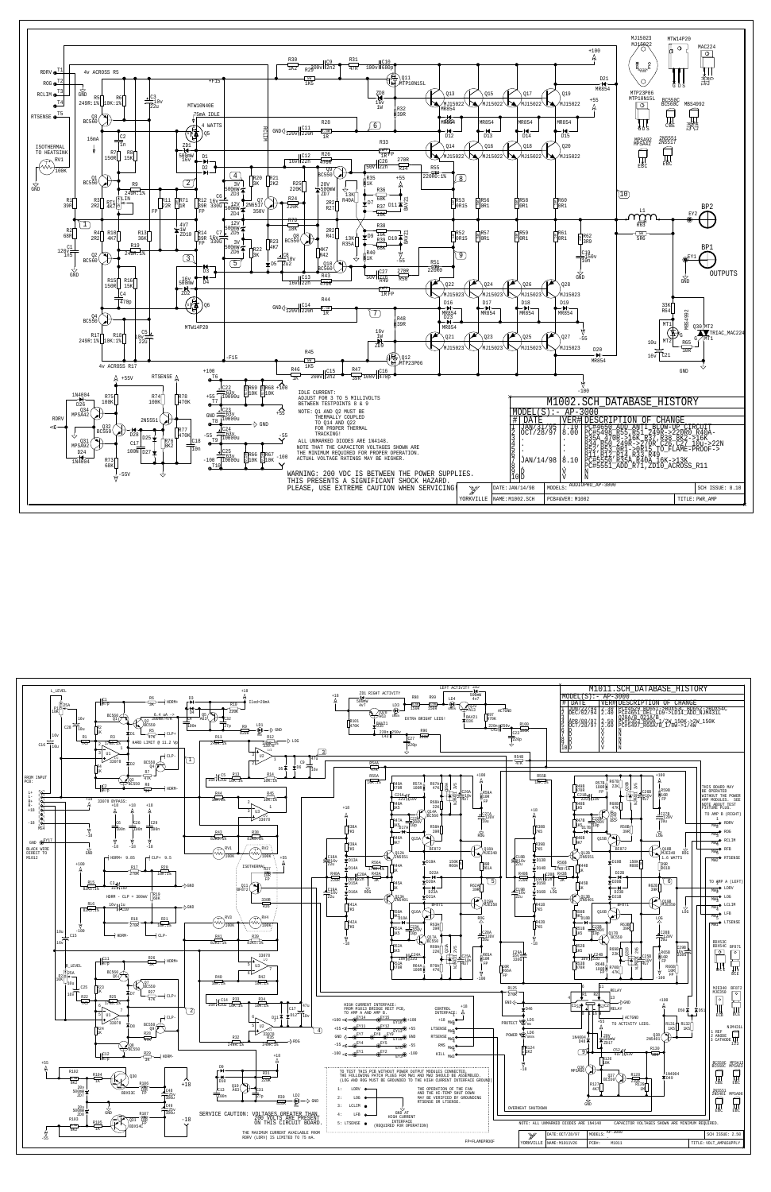# M1002.SCH_DATABASE_HISTORY

MODEL(S):- AP-3000

| # | DATE | VER# | DESCRIPTION OF CHANGE |
|---|---|---|---|
| 1 | JAN/31/95 | 7.10 | PC#4650_ADD_ANTI_BLOW-UP_CIRCUIT |
| 2 | OCT/28/97 | 8.00 | PC#5496_R55,R51_249R->220R0_R40A-R35A_470R->16K_R37,R38,8K2->16K |
| 3 | : | : | R34,R50_249R->270R,C26,C27_10u->22N |
| 4 | : | : | R52,R53_0R1->0R15_TO_FLAME-PROOF-> |
| 5 | : | : | R11,R12,R14,R33,R49 |
| 6 | JAN/14/98 | 8.10 | PC#5550_R35A,R40A_16K->13K |
| 7 | : | : | PC#5551_ADD_R71,ZD10_ACROSS_R11 |
| 8 | D | V | N |
| 9 | D | V | N |
| 10 | D | V | N |

IDLE CURRENT:
ADJUST FOR 3 TO 5 MILLIVOLTS BETWEEN TESTPOINTS 8 & 9

NOTE: Q1 AND Q2 MUST BE THERMALLY COUPLED TO Q14 AND Q21 FOR PROPER THERMAL TRACKING!

ALL UNMARKED DIODES ARE 1N4148.
NOTE THAT THE CAPACITOR VOLTAGES SHOWN ARE THE MINIMUM REQUIRED FOR PROPER OPERATION. ACTUAL VOLTAGE RATINGS MAY BE HIGHER.

WARNING: 200 VDC IS BETWEEN THE POWER SUPPLIES. THIS PRESENTS A SIGNIFICANT SHOCK HAZARD. PLEASE, USE EXTREME CAUTION WHEN SERVICING!

| YORKVILLE | DATE: JAN/14/98 | MODELS: AUDIOPRO_AP-3000 | SCH ISSUE: 8.10 |
|---|---|---|---|
| | NAME: M1002.SCH | PCB&VER: M1002 | TITLE: PWR_AMP |

# M1011.SCH_DATABASE_HISTORY

MODEL(S):- AP-3000

| # | DATE | VER# | DESCRIPTION OF CHANGE |
|---|---|---|---|
| 1 | AUG/27/93 | 2.10 | PC#3812_MODIFY_CKT_LEDS_ADD_LD4_ADD_RV3, RV4 |
| 2 | DEC/02/94 | 2.40 | PC#4617_ADD_LD6->LD14_ADD_NJM431L |
| 3 | : | : | C20A,B_D21A,B |
| 4 | APR/08/97 | 2.50 | PC#5378_R29A,B_2W_150K->2W_150K |
| 5 | OCT/28/97 | 2.60 | PC#5497_R66A/B_1/8W->1/4W |
| 6 | D | V | N |
| 7 | D | V | N |
| 8 | D | V | N |
| 9 | D | V | N |
| 10 | D | V | N |

THIS BOARD MAY BE OPERATED WITHOUT THE POWER AMP MODULES. SEE NOTE ABOUT TEST FIXTURE PLUG.

TO TEST THIS PCB WITHOUT POWER OUTPUT MODULES CONNECTED, THE FOLLOWING PATCH PLUGS FOR MW3 AND MW2 SHOULD BE ASSEMBLED. (LOG AND RUG MUST BE GROUNDED TO THE HIGH CURRENT INTERFACE GROUND)

1: LDRV
2: LOG
3: LCLIM
4: LFB
5: LTSENSE

THE OPERATION OF THE FAN AND THE HI-TEMP SHUT DOWN MAY BE VERIFIED BY GROUNDING RTSENSE OR LTSENSE.

GND OF HIGH CURRENT INTERFACE (REQUIRED FOR OPERATION)

SERVICE CAUTION: VOLTAGES GREATER THAN 200 VOLTS ARE PRESENT ON THIS CIRCUIT BOARD.

THE MAXIMUM CURRENT AVAILABLE FROM RDRV (LDRV) IS LIMITED TO 75 mA.

NOTE: ALL UNMARKED DIODES ARE 1N4148. CAPACITOR VOLTAGES SHOWN ARE MINIMUM REQUIRED.

FP=FLAMEPROOF

| YORKVILLE | DATE: OCT/28/97 | MODELS: AP-3000 | SCH ISSUE: 2.60 |
|---|---|---|---|
| | NAME: M1011V26 | PCB#: M1011 | TITLE: VOLT_AMP&SUPPLY |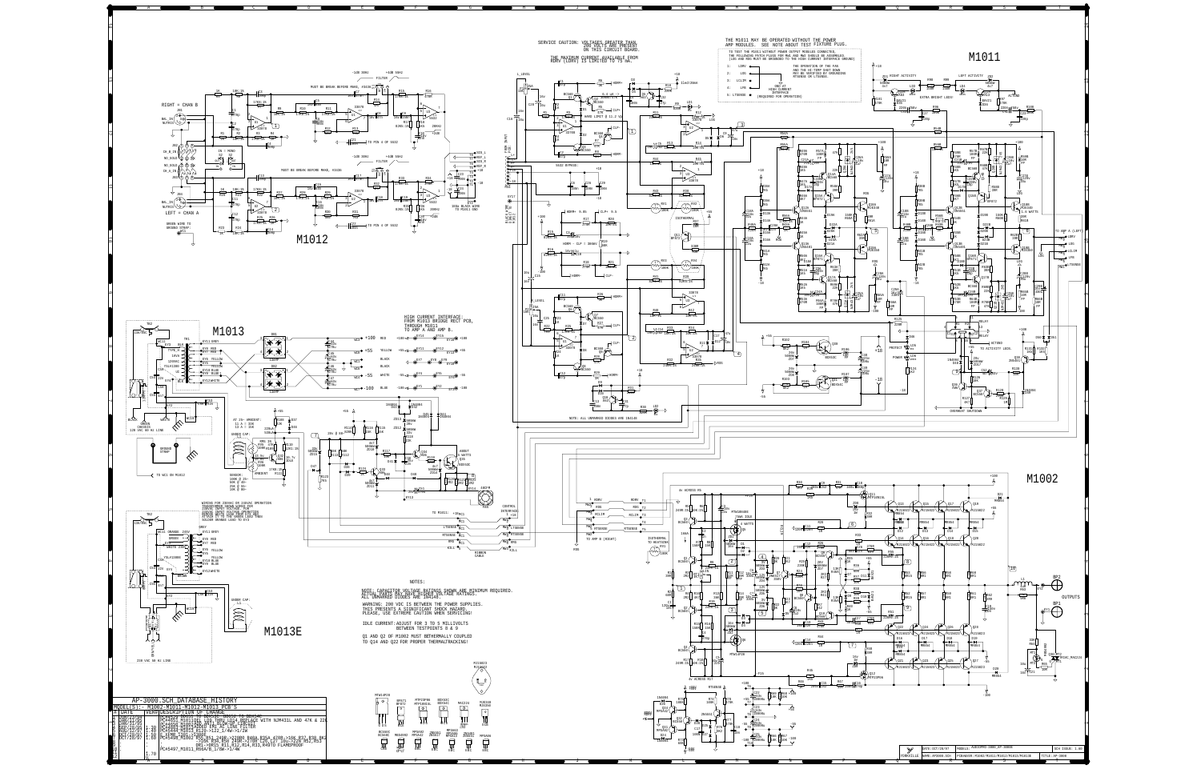# M1011

SERVICE CAUTION: VOLTAGES GREATER THAN 200 VOLTS ARE PRESENT ON THIS CIRCUIT BOARD.

THE MAXIMUM CURRENT AVAILABLE FROM 80RV (L80V) IS LIMITED TO 15 MA.

THE M1011 MAY BE OPERATED WITHOUT THE POWER AMP MODULES. SEE NOTE ABOUT TEST FIXTURE PLUG.

TO TEST THE M1011 WITHOUT POWER OUTPUT MODULES CONNECTED, THE FOLLOWING PATCH PLUGS FOR M4A AND M4B SHOULD BE ASSEMBLED. (U2A AND M2C MUST BE ASSIGNED TO THE HIGH CURRENT INTERFACE GROUND)

1: L80V
2: LOL
3: LCLIM
4: LPB
5: LTSENSE

THE OPERATION OF THE FAN AND THE HI-TEMP SHUT DOWN MAY BE VERIFIED BY GROUNDING RTSENSE OR LTSENSE.

OUT OF HIGH CURRENT INTERFACE (REQUIRED FOR OPERATION)

# M1012

RIGHT = CHAN B

LEFT = CHAN A

MUST BE BREAK BEFORE MAKE, #342K

GREEN WIRE TO GROUND STRAP

# M1013

HIGH CURRENT INTERFACE: FROM M1013 BRIDGE RECT PCB, THROUGH M1011 TO AMP A AND AMP B.

AT 2A+ AMBIENT: 13 A = 35K, 13 A = 15K

SENSOR: 100K @ 25C, 50K @ 40C, 25K @ 60C, 10K @ 90C

WIRING FOR 230VAC OR 220VAC OPERATION TRANSFORMER BROWN WIRES FOR 230VAC INPUT VOLTAGE. FOR 220VAC INPUT VOLTAGE OPERATION CONNECT THE BROWN WIRE ATTACHED TO THE GREEN LEAD THEN SOLDER ORANGE LEAD TO EY3

TO WC1 ON M1012

120 VAC 60 HZ LINE

# M1013E

230 VAC 50 HZ LINE

# M1002

IDLE CURRENT: ADJUST FOR 3 TO 5 MILLIVOLTS BETWEEN TESTPOINTS 8 & 9

OUTPUTS

NOTES:

NOTE: CAPACITOR VOLTAGE RATINGS SHOWN ARE MINIMUM REQUIRED. ACTUAL PARTS MAY HAVE HIGHER VOLTAGE RATINGS. ALL UNMARKED DIODES ARE 1N4148

WARNING: 200 VDC IS BETWEEN THE POWER SUPPLIES. THIS PRESENTS A SIGNIFICANT SHOCK HAZARD. PLEASE, USE EXTREME CAUTION WHEN SERVICING!

IDLE CURRENT: ADJUST FOR 3 TO 5 MILLIVOLTS BETWEEN TESTPOINTS 8 & 9

Q1 AND Q2 OF M1002 MUST BETHERMALLY COUPLED TO Q14 AND Q22 FOR PROPER THERMALTRACKING!

NOTE: ALL UNMARKED DIODES ARE 1N4148

AP-3000.SCH_DATABASE_HISTORY

MODEL(S): M1002-M1011-M1012-M1013 PCB'S

| # | DATE | VERI | DESCRIPTION OF CHANGE |
|---|---|---|---|
| | | 1.70 | PC45497_M1011_R56A/B_1/8W->1/4W |

DATE: OCT/20/07 | MODEL: AUDIOPRO-3000_AP-3000

NAME: AP3000.SCH | PCBNUMBER: M1002/M1011/M1012/M1013E | TITLE: AP-3000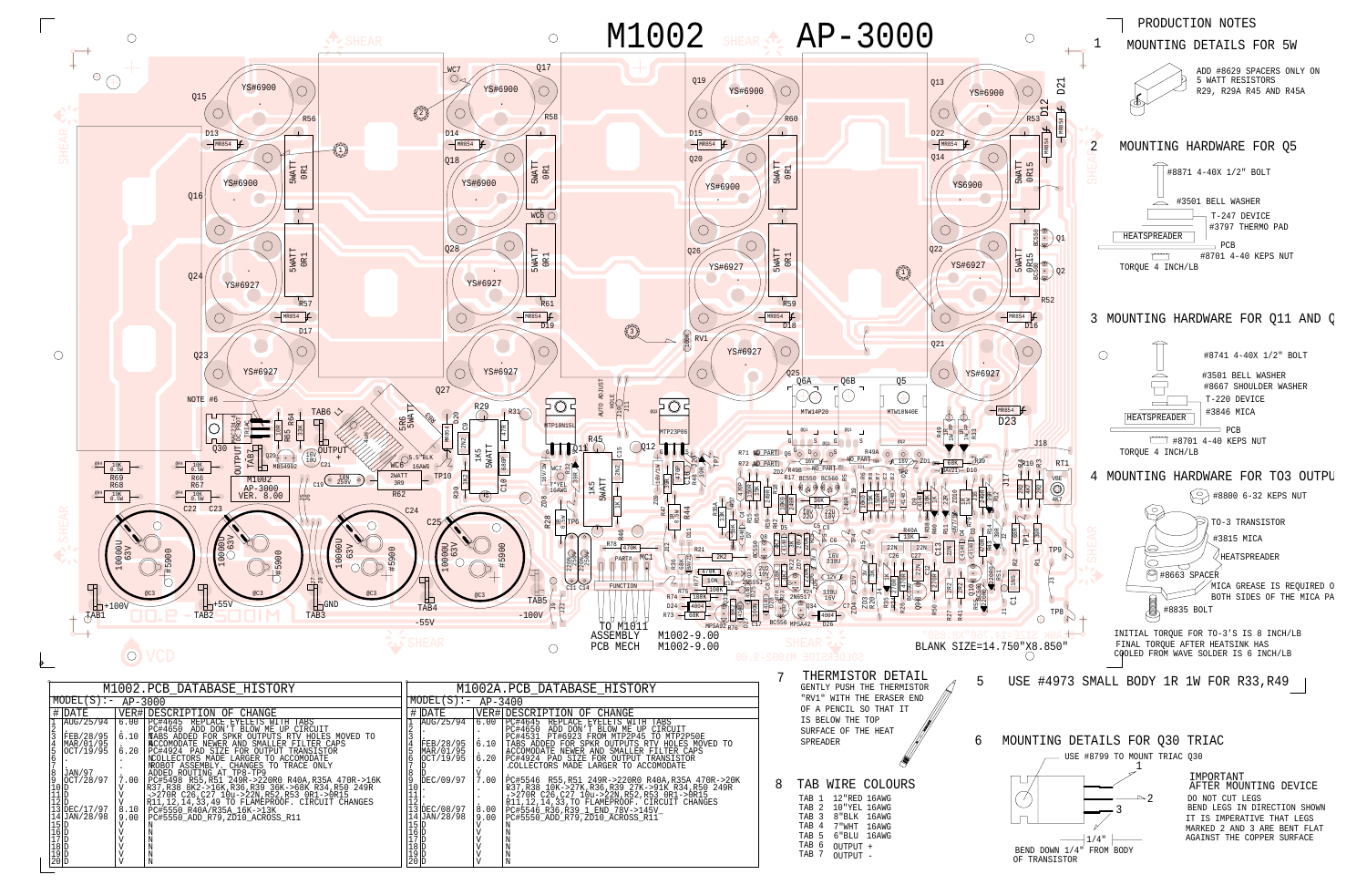# M1002 AP-3000

## PRODUCTION NOTES

1 MOUNTING DETAILS FOR 5W

ADD #8629 SPACERS ONLY ON 5 WATT RESISTORS R29, R29A R45 AND R45A

2 MOUNTING HARDWARE FOR Q5

#8871 4-40X 1/2" BOLT
#3501 BELL WASHER
T-247 DEVICE
#3797 THERMO PAD
HEATSPREADER
PCB
#8701 4-40 KEPS NUT
TORQUE 4 INCH/LB

3 MOUNTING HARDWARE FOR Q11 AND Q

#8741 4-40X 1/2" BOLT
#3501 BELL WASHER
#8667 SHOULDER WASHER
T-220 DEVICE
#3846 MICA
HEATSPREADER
PCB
#8701 4-40 KEPS NUT
TORQUE 4 INCH/LB

4 MOUNTING HARDWARE FOR TO3 OUTPU

#8800 6-32 KEPS NUT
TO-3 TRANSISTOR
#3815 MICA
HEATSPREADER
#8663 SPACER
MICA GREASE IS REQUIRED O BOTH SIDES OF THE MICA PA
#8835 BOLT

INITIAL TORQUE FOR TO-3'S IS 8 INCH/LB
FINAL TORQUE AFTER HEATSINK HAS COOLED FROM WAVE SOLDER IS 6 INCH/LB

5 USE #4973 SMALL BODY 1R 1W FOR R33,R49

6 MOUNTING DETAILS FOR Q30 TRIAC

USE #8799 TO MOUNT TRIAC Q30

IMPORTANT AFTER MOUNTING DEVICE
DO NOT CUT LEGS
BEND LEGS IN DIRECTION SHOWN
IT IS IMPERATIVE THAT LEGS MARKED 2 AND 3 ARE BENT FLAT AGAINST THE COPPER SURFACE

BEND DOWN 1/4" FROM BODY OF TRANSISTOR

7 THERMISTOR DETAIL

GENTLY PUSH THE THERMISTOR "RV1" WITH THE ERASER END OF A PENCIL SO THAT IT IS BELOW THE TOP SURFACE OF THE HEAT SPREADER

8 TAB WIRE COLOURS

TAB 1 12"RED 16AWG
TAB 2 10"YEL 16AWG
TAB 3 8"BLK 16AWG
TAB 4 7"WHT 16AWG
TAB 5 6"BLU 16AWG
TAB 6 OUTPUT +
TAB 7 OUTPUT -

ASSEMBLY M1002-9.00
PCB MECH M1002-9.00

BLANK SIZE=14.750"X8.850"

NOTE #6

## M1002.PCB_DATABASE_HISTORY

MODEL(S):- AP-3000

| # | DATE | VER# | DESCRIPTION OF CHANGE |
|---|---|---|---|
| 1 | AUG/25/94 | 6.00 | PC#4645 REPLACE EYELETS WITH TABS |
| 2 | . | . | PC#4659 ADD DON'T BLOW ME UP CIRCUIT |
| 3 | FEB/28/95 | 6.10 | TABS ADDED FOR SPKR OUTPUTS RTV HOLES MOVED TO |
| 4 | MAR/01/95 | | ACCOMODATE NEWER AND SMALLER FILTER CAPS |
| 5 | OCT/19/95 | 6.20 | PC#4924 PAD SIZE FOR OUTPUT TRANSISTOR |
| 6 | . | . | COLLECTORS MADE LARGER TO ACCOMODATE |
| 7 | . | . | ROBOT ASSEMBLY. CHANGES TO TRACE ONLY |
| 8 | JAN/97 | | ADDED ROUTING AT TP8-TP9 |
| 9 | OCT/28/97 | 7.00 | PC#5498 R55,R51 249R->220R0 R40A,R35A 470R->16K |
| 10 | D | V | R37,R38 8K2->16K,R36,R39 36K->68K R34,R50 249R |
| 11 | D | V | ->270R C26,C27 10u->22N,R52,R53 0R1->0R15 |
| 12 | D | V | R11,12,14,33,49 TO FLAMEPROOF. CIRCUIT CHANGES |
| 13 | DEC/17/97 | 8.10 | PC#5550_R40A/R35A_16K->13K |
| 14 | JAN/28/98 | 9.00 | PC#5550_ADD_R79,ZD10_ACROSS_R11 |
| 15 | D | V | N |
| 16 | D | V | N |
| 17 | D | V | N |
| 18 | D | V | N |
| 19 | D | V | N |
| 20 | D | V | N |

## M1002A.PCB_DATABASE_HISTORY

MODEL(S):- AP-3400

| # | DATE | VER# | DESCRIPTION OF CHANGE |
|---|---|---|---|
| 1 | AUG/25/94 | 6.00 | PC#4645 REPLACE EYELETS WITH TABS |
| 2 | . | . | PC#4659 ADD DON'T BLOW ME UP CIRCUIT |
| 3 | . | . | PC#4531 PT#6923 FROM MTP2P45 TO MTP2P50E |
| 4 | FEB/28/95 | 6.10 | TABS ADDED FOR SPKR OUTPUTS RTV HOLES MOVED TO |
| 5 | MAR/01/95 | . | ACCOMODATE NEWER AND SMALLER FILTER CAPS |
| 6 | OCT/19/95 | 6.20 | PC#4924 PAD SIZE FOR OUTPUT TRANSISTOR |
| 7 | D | . | COLLECTORS MADE LARGER TO ACCOMODATE |
| 8 | . | V | |
| 9 | DEC/09/97 | 7.00 | PC#5546 R55,R51 249R->220R0 R40A,R35A 470R->20K |
| 10 | . | . | R37,R38 10K->27K,R36,R39 27K->91K R34,R50 249R |
| 11 | . | . | ->270R C26,C27 10u->22N,R52,R53 0R1->0R15 |
| 12 | . | . | R11,12,14,33,TO FLAMEPROOF. CIRCUIT CHANGES |
| 13 | DEC/08/97 | 8.00 | PC#5546_R36,R39_1_END_78V->145V |
| 14 | JAN/28/98 | 9.00 | PC#5550_ADD_R79,ZD10_ACROSS_R11 |
| 15 | D | V | N |
| 16 | D | V | N |
| 17 | D | V | N |
| 18 | D | V | N |
| 19 | D | V | N |
| 20 | D | V | N |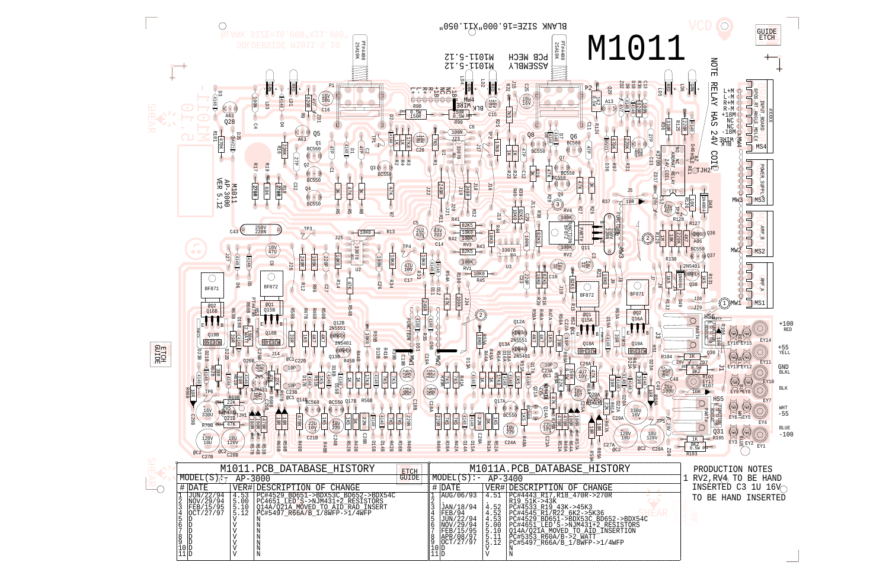# M1011

NOTE RELAY HAS 24V COIL

M1011
AP-3000
VER 5.12

## M1011.PCB_DATABASE_HISTORY

MODEL(S):- AP-3000

| # | DATE | VER# | DESCRIPTION OF CHANGE |
|---|---|---|---|
| 1 | JUN/22/94 | 4.53 | PC#4529 BD651->BDX53C BD652->BDX54C |
| 2 | NOV/29/94 | 5.00 | PC#4651 LED'S->NJM431+2 RESISTORS |
| 3 | FEB/15/95 | 5.10 | Q14A/Q21A MOVED TO AID RAD INSERT |
| 4 | OCT/27/97 | 5.12 | PC#5497 R66A/B 1/8WFP->1/4WFP |
| 5 | D | V | N |
| 6 | D | V | N |
| 7 | D | V | N |
| 8 | D | V | N |
| 9 | D | V | N |
| 10 | D | V | N |
| 11 | D | V | N |

## M1011A.PCB_DATABASE_HISTORY

MODEL(S):- AP-3400

| # | DATE | VER# | DESCRIPTION OF CHANGE |
|---|---|---|---|
| 1 | AUG/06/93 | 4.51 | PC#4443 R17,R18 470R->270R |
| 2 | | | R19 51K->43K |
| 3 | JAN/18/94 | 4.52 | PC#4533 R19 43K->45K3 |
| 4 | FEB/94 | 4.52 | PC#4545 R1/R22 6K2->5K36 |
| 5 | JUN/22/94 | 4.53 | PC#4529 BD651->BDX53C BD652->BDX54C |
| 6 | NOV/29/94 | 5.00 | PC#4651 LED'S->NJM431+2 RESISTORS |
| 7 | FEB/15/95 | 5.10 | Q14A/Q21A MOVED TO AID INSERTION |
| 8 | APR/08/97 | 5.11 | PC#5353 R60A/B->2 WATT |
| 9 | OCT/27/97 | 5.12 | PC#5497 R66A/B 1/8WFP->1/4WFP |
| 10 | D | V | N |
| 11 | D | V | N |

## PRODUCTION NOTES

1 RV2,RV4 TO BE HAND INSERTED C3 1U 16V TO BE HAND INSERTED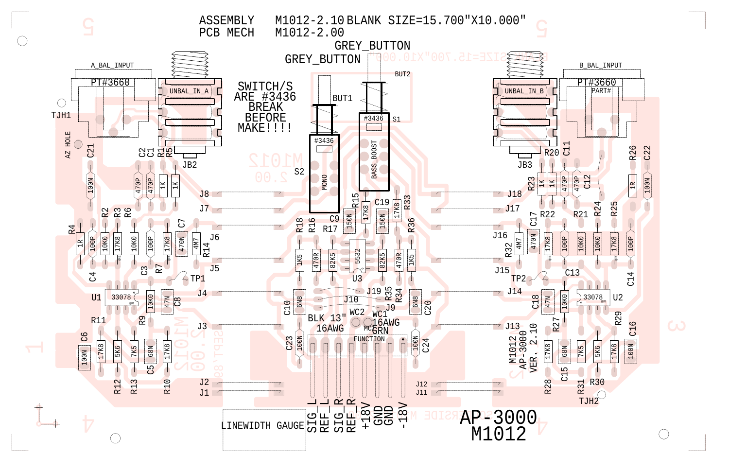ASSEMBLY M1012-2.10 BLANK SIZE=15.700"X10.000"
PCB MECH M1012-2.00

GREY_BUTTON
GREY_BUTTON

A_BAL_INPUT
PT#3660
UNBAL_IN_A
TJH1
AZ HOLE
JB2

SWITCH/S ARE #3436 BREAK BEFORE MAKE!!!!

BUT1
BUT2
#3436
S1
S2
MONO
BASS_BOOST

B_BAL_INPUT
PT#3660
PART#
UNBAL_IN_B
JB3

C21 100N
C2 470P
C1 470P
R1 1K
R5 1K
R4 1R
C4 100P
R2 10K0
R3 17K8
R6 10K0
C3 100P
R7 17K8
C7 470N
R14 4M7
J8
J7
J6
J5
TP1
J4
U1 33078
R9 10K0
C8 47N
R11
C6 100N
R12 17K8
R13 5K6
7K5
C5 68N
R10 17K8
J3
J2
J1

R18 1K5
R16 470R
R17 82K5
C9
R15 17K8
150N
C19 150N
R33 17K8
R36
5532
U3
82K5
470R
1K5
C10 6N8
J10
J19
R35
R34
J9
C20 6N8
WC2
WC1
BLK 13" 16AWG
16AWG GRN
MC
FUNCTION
C23 100N
C24 100N

SIG_L
REF_L
SIG_R
REF_R
+18V
GND
GND
-18V

LINEWIDTH GAUGE

R20 1K
C11 470P
R23 1K
C12 470P
R26 1R
C22 100N
J18
J17
C17
R22
R21
R24
R25
J16
R32 4M7
470N
17K8
100P
10K0
10K0
17K8
100P
J15
TP2
C13
C14
J14
C18 47N
10K0
33078
U2
J13
R27
R29
C16
M1012 AP-3000 VER. 2.10
17K8
C15 68N
7K5
5K6
17K8
100N
R28
R31
R30
TJH2
J12
J11

AP-3000
M1012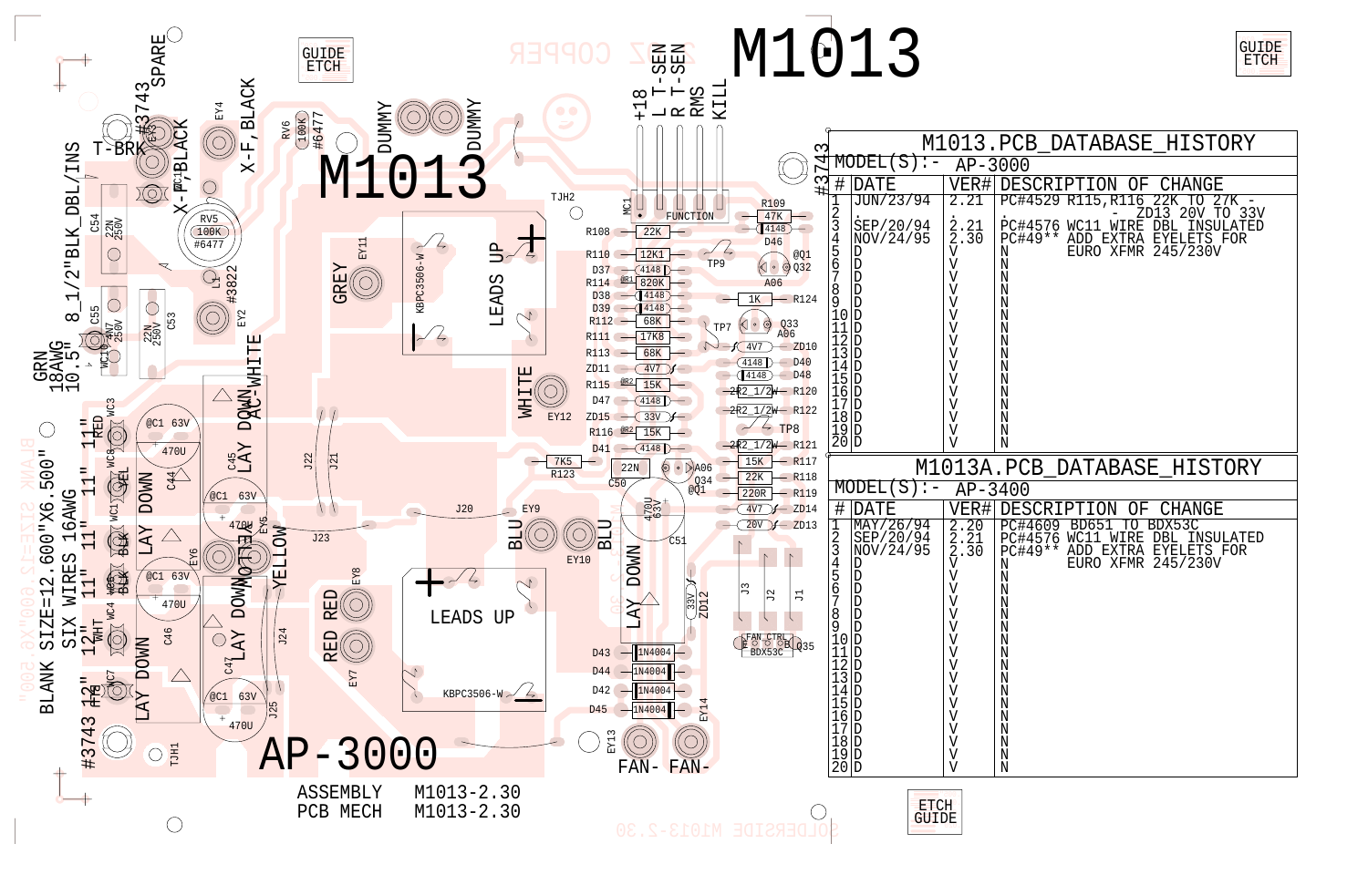# M1013

## M1013.PCB_DATABASE_HISTORY

MODEL(S):- AP-3000

| # | DATE | VER# | DESCRIPTION OF CHANGE |
|---|---|---|---|
| 1 | JUN/23/94 | 2.21 | PC#4529 R115,R116 22K TO 27K - |
| 2 | . | . | - ZD13 20V TO 33V |
| 3 | SEP/20/94 | 2.21 | PC#4576 WC11 WIRE DBL INSULATED |
| 4 | NOV/24/95 | 2.30 | PC#49** ADD EXTRA EYELETS FOR |
| 5 | D | V | N EURO XFMR 245/230V |
| 6 | D | V | N |
| 7 | D | V | N |
| 8 | D | V | N |
| 9 | D | V | N |
| 10 | D | V | N |
| 11 | D | V | N |
| 12 | D | V | N |
| 13 | D | V | N |
| 14 | D | V | N |
| 15 | D | V | N |
| 16 | D | V | N |
| 17 | D | V | N |
| 18 | D | V | N |
| 19 | D | V | N |
| 20 | D | V | N |

## M1013A.PCB_DATABASE_HISTORY

MODEL(S):- AP-3400

| # | DATE | VER# | DESCRIPTION OF CHANGE |
|---|---|---|---|
| 1 | MAY/26/94 | 2.20 | PC#4609 BD651 TO BDX53C |
| 2 | SEP/20/94 | 2.21 | PC#4576 WC11 WIRE DBL INSULATED |
| 3 | NOV/24/95 | 2.30 | PC#49** ADD EXTRA EYELETS FOR |
| 4 | D | V | N EURO XFMR 245/230V |
| 5 | D | V | N |
| 6 | D | V | N |
| 7 | D | V | N |
| 8 | D | V | N |
| 9 | D | V | N |
| 10 | D | V | N |
| 11 | D | V | N |
| 12 | D | V | N |
| 13 | D | V | N |
| 14 | D | V | N |
| 15 | D | V | N |
| 16 | D | V | N |
| 17 | D | V | N |
| 18 | D | V | N |
| 19 | D | V | N |
| 20 | D | V | N |

GUIDE ETCH

ETCH GUIDE

M1013

AP-3000

ASSEMBLY M1013-2.30

PCB MECH M1013-2.30

BLANK SIZE=12.600"X6.500"

SIX WIRES 16AWG

GRN 18AWG 10.5"

8_1/2"BLK_DBL/INS

#3743 SPARE

T-BRK

X-F,BLACK

X-F,BLACK

DUMMY

DUMMY

+18 L T-SEN R T-SEN RMS KILL

FUNCTION

GREY

WHITE

LEADS UP

LEADS UP

AC-WHITE

YELLOW

RED RED

BLU BLU

LAY DOWN

FAN- FAN-

FAN CTRL BDX53C Q35

KBPC3506-W

R108 22K, R110 12K1, D37 4148, R114 820K, D38 4148, D39 4148, R112 68K, R111 17K8, R113 68K, ZD11 4V7, R115 15K, D47 4148, ZD15 33V, R116 15K, D41 4148, R123 7K5, C50 22N, R109 47K, D46 4148, R124 1K, ZD10 4V7, D40 4148, D48 4148, R120 2R2_1/2W, R122 2R2_1/2W, R121 2R2_1/2W, R117 15K, R118 22K, R119 220R, ZD14 4V7, ZD13 20V, C51 470U 63V, ZD12 33V, D43 1N4004, D44 1N4004, D42 1N4004, D45 1N4004, C44 470U, C45 470U, C46 470U, C47 470U, C53 22N 250V, C54 22N 250V, C55 4N7 250V, RV5 100K #6477, RV6 100K #6477